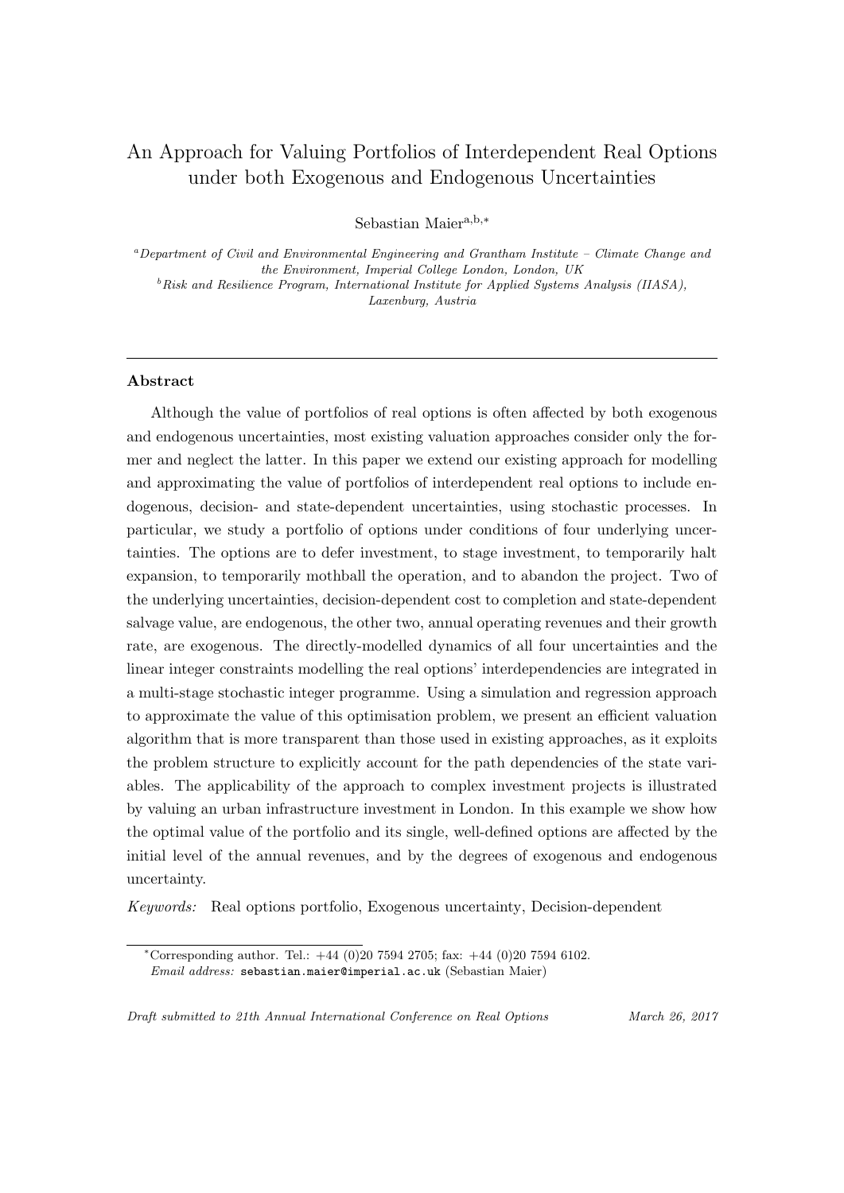# An Approach for Valuing Portfolios of Interdependent Real Options under both Exogenous and Endogenous Uncertainties

Sebastian Maier[a,b,*]

[a] *Department of Civil and Environmental Engineering and Grantham Institute – Climate Change and the Environment, Imperial College London, London, UK*

[b] *Risk and Resilience Program, International Institute for Applied Systems Analysis (IIASA), Laxenburg, Austria*

---

### Abstract

Although the value of portfolios of real options is often affected by both exogenous and endogenous uncertainties, most existing valuation approaches consider only the former and neglect the latter. In this paper we extend our existing approach for modelling and approximating the value of portfolios of interdependent real options to include endogenous, decision- and state-dependent uncertainties, using stochastic processes. In particular, we study a portfolio of options under conditions of four underlying uncertainties. The options are to defer investment, to stage investment, to temporarily halt expansion, to temporarily mothball the operation, and to abandon the project. Two of the underlying uncertainties, decision-dependent cost to completion and state-dependent salvage value, are endogenous, the other two, annual operating revenues and their growth rate, are exogenous. The directly-modelled dynamics of all four uncertainties and the linear integer constraints modelling the real options' interdependencies are integrated in a multi-stage stochastic integer programme. Using a simulation and regression approach to approximate the value of this optimisation problem, we present an efficient valuation algorithm that is more transparent than those used in existing approaches, as it exploits the problem structure to explicitly account for the path dependencies of the state variables. The applicability of the approach to complex investment projects is illustrated by valuing an urban infrastructure investment in London. In this example we show how the optimal value of the portfolio and its single, well-defined options are affected by the initial level of the annual revenues, and by the degrees of exogenous and endogenous uncertainty.

*Keywords:* Real options portfolio, Exogenous uncertainty, Decision-dependent

---

[*] Corresponding author. Tel.: +44 (0)20 7594 2705; fax: +44 (0)20 7594 6102.
*Email address:* sebastian.maier@imperial.ac.uk (Sebastian Maier)

*Draft submitted to 21th Annual International Conference on Real Options* *March 26, 2017*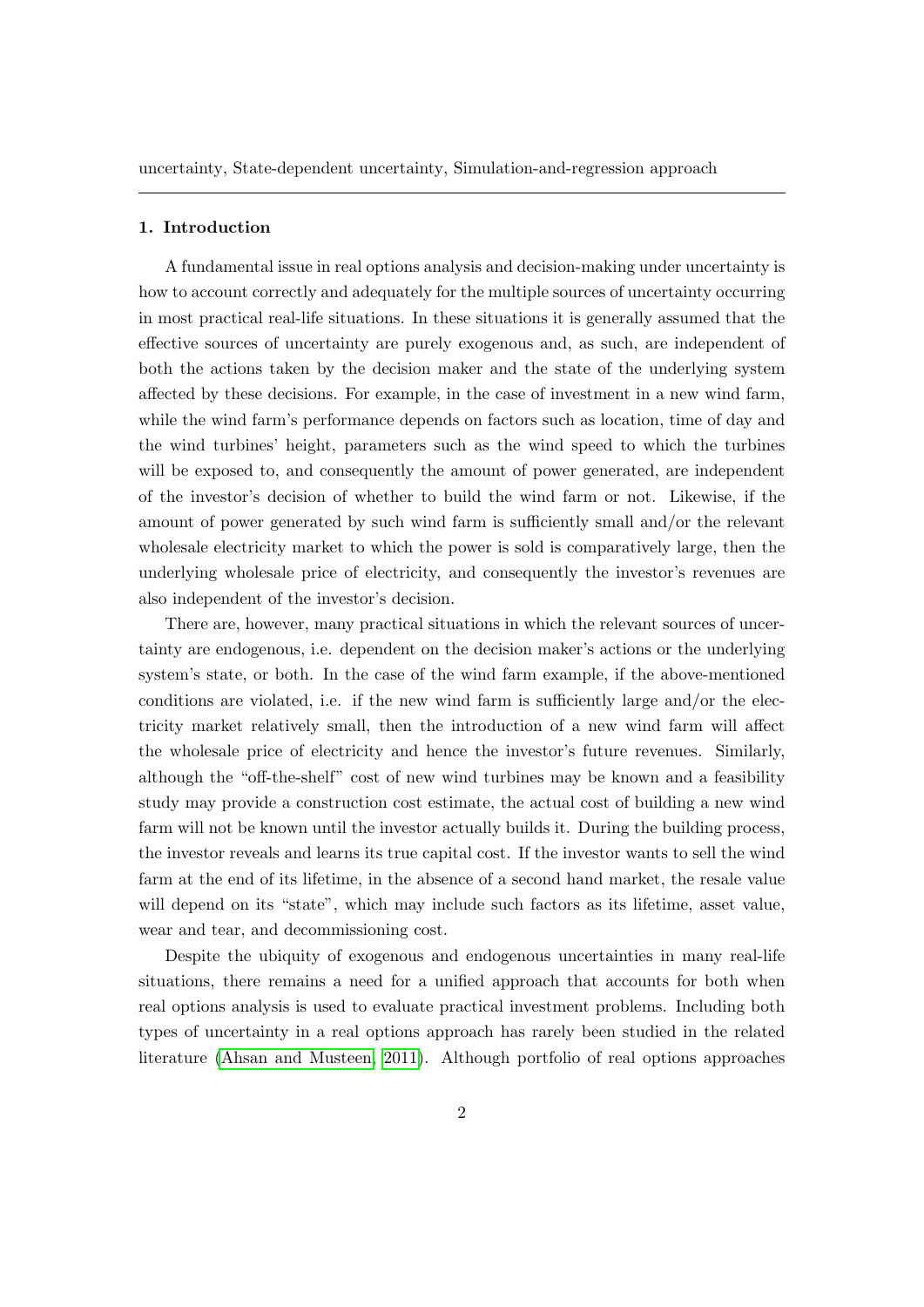uncertainty, State-dependent uncertainty, Simulation-and-regression approach

## 1. Introduction

A fundamental issue in real options analysis and decision-making under uncertainty is how to account correctly and adequately for the multiple sources of uncertainty occurring in most practical real-life situations. In these situations it is generally assumed that the effective sources of uncertainty are purely exogenous and, as such, are independent of both the actions taken by the decision maker and the state of the underlying system affected by these decisions. For example, in the case of investment in a new wind farm, while the wind farm's performance depends on factors such as location, time of day and the wind turbines' height, parameters such as the wind speed to which the turbines will be exposed to, and consequently the amount of power generated, are independent of the investor's decision of whether to build the wind farm or not. Likewise, if the amount of power generated by such wind farm is sufficiently small and/or the relevant wholesale electricity market to which the power is sold is comparatively large, then the underlying wholesale price of electricity, and consequently the investor's revenues are also independent of the investor's decision.

There are, however, many practical situations in which the relevant sources of uncertainty are endogenous, i.e. dependent on the decision maker's actions or the underlying system's state, or both. In the case of the wind farm example, if the above-mentioned conditions are violated, i.e. if the new wind farm is sufficiently large and/or the electricity market relatively small, then the introduction of a new wind farm will affect the wholesale price of electricity and hence the investor's future revenues. Similarly, although the "off-the-shelf" cost of new wind turbines may be known and a feasibility study may provide a construction cost estimate, the actual cost of building a new wind farm will not be known until the investor actually builds it. During the building process, the investor reveals and learns its true capital cost. If the investor wants to sell the wind farm at the end of its lifetime, in the absence of a second hand market, the resale value will depend on its "state", which may include such factors as its lifetime, asset value, wear and tear, and decommissioning cost.

Despite the ubiquity of exogenous and endogenous uncertainties in many real-life situations, there remains a need for a unified approach that accounts for both when real options analysis is used to evaluate practical investment problems. Including both types of uncertainty in a real options approach has rarely been studied in the related literature (Ahsan and Musteen, 2011). Although portfolio of real options approaches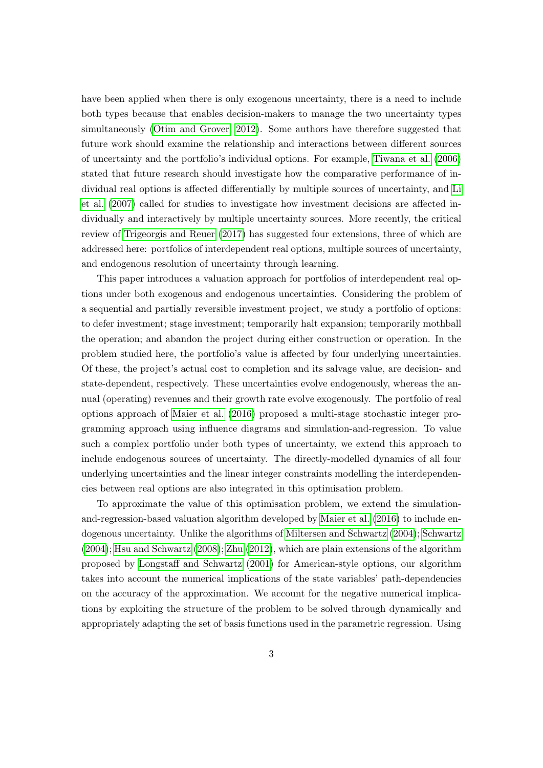have been applied when there is only exogenous uncertainty, there is a need to include both types because that enables decision-makers to manage the two uncertainty types simultaneously (Otim and Grover, 2012). Some authors have therefore suggested that future work should examine the relationship and interactions between different sources of uncertainty and the portfolio's individual options. For example, Tiwana et al. (2006) stated that future research should investigate how the comparative performance of individual real options is affected differentially by multiple sources of uncertainty, and Li et al. (2007) called for studies to investigate how investment decisions are affected individually and interactively by multiple uncertainty sources. More recently, the critical review of Trigeorgis and Reuer (2017) has suggested four extensions, three of which are addressed here: portfolios of interdependent real options, multiple sources of uncertainty, and endogenous resolution of uncertainty through learning.

This paper introduces a valuation approach for portfolios of interdependent real options under both exogenous and endogenous uncertainties. Considering the problem of a sequential and partially reversible investment project, we study a portfolio of options: to defer investment; stage investment; temporarily halt expansion; temporarily mothball the operation; and abandon the project during either construction or operation. In the problem studied here, the portfolio's value is affected by four underlying uncertainties. Of these, the project's actual cost to completion and its salvage value, are decision- and state-dependent, respectively. These uncertainties evolve endogenously, whereas the annual (operating) revenues and their growth rate evolve exogenously. The portfolio of real options approach of Maier et al. (2016) proposed a multi-stage stochastic integer programming approach using influence diagrams and simulation-and-regression. To value such a complex portfolio under both types of uncertainty, we extend this approach to include endogenous sources of uncertainty. The directly-modelled dynamics of all four underlying uncertainties and the linear integer constraints modelling the interdependencies between real options are also integrated in this optimisation problem.

To approximate the value of this optimisation problem, we extend the simulation-and-regression-based valuation algorithm developed by Maier et al. (2016) to include endogenous uncertainty. Unlike the algorithms of Miltersen and Schwartz (2004); Schwartz (2004); Hsu and Schwartz (2008); Zhu (2012), which are plain extensions of the algorithm proposed by Longstaff and Schwartz (2001) for American-style options, our algorithm takes into account the numerical implications of the state variables' path-dependencies on the accuracy of the approximation. We account for the negative numerical implications by exploiting the structure of the problem to be solved through dynamically and appropriately adapting the set of basis functions used in the parametric regression. Using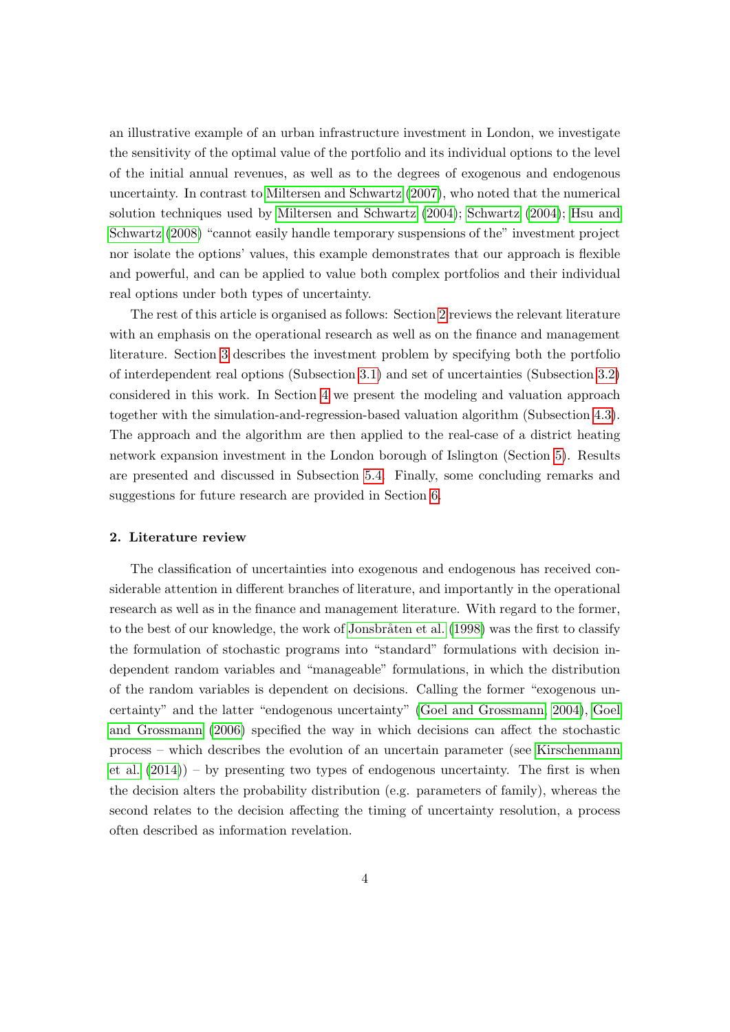an illustrative example of an urban infrastructure investment in London, we investigate the sensitivity of the optimal value of the portfolio and its individual options to the level of the initial annual revenues, as well as to the degrees of exogenous and endogenous uncertainty. In contrast to Miltersen and Schwartz (2007), who noted that the numerical solution techniques used by Miltersen and Schwartz (2004); Schwartz (2004); Hsu and Schwartz (2008) "cannot easily handle temporary suspensions of the" investment project nor isolate the options' values, this example demonstrates that our approach is flexible and powerful, and can be applied to value both complex portfolios and their individual real options under both types of uncertainty.

The rest of this article is organised as follows: Section 2 reviews the relevant literature with an emphasis on the operational research as well as on the finance and management literature. Section 3 describes the investment problem by specifying both the portfolio of interdependent real options (Subsection 3.1) and set of uncertainties (Subsection 3.2) considered in this work. In Section 4 we present the modeling and valuation approach together with the simulation-and-regression-based valuation algorithm (Subsection 4.3). The approach and the algorithm are then applied to the real-case of a district heating network expansion investment in the London borough of Islington (Section 5). Results are presented and discussed in Subsection 5.4. Finally, some concluding remarks and suggestions for future research are provided in Section 6.

## 2. Literature review

The classification of uncertainties into exogenous and endogenous has received considerable attention in different branches of literature, and importantly in the operational research as well as in the finance and management literature. With regard to the former, to the best of our knowledge, the work of Jonsbråten et al. (1998) was the first to classify the formulation of stochastic programs into "standard" formulations with decision independent random variables and "manageable" formulations, in which the distribution of the random variables is dependent on decisions. Calling the former "exogenous uncertainty" and the latter "endogenous uncertainty" (Goel and Grossmann, 2004), Goel and Grossmann (2006) specified the way in which decisions can affect the stochastic process – which describes the evolution of an uncertain parameter (see Kirschenmann et al. (2014)) – by presenting two types of endogenous uncertainty. The first is when the decision alters the probability distribution (e.g. parameters of family), whereas the second relates to the decision affecting the timing of uncertainty resolution, a process often described as information revelation.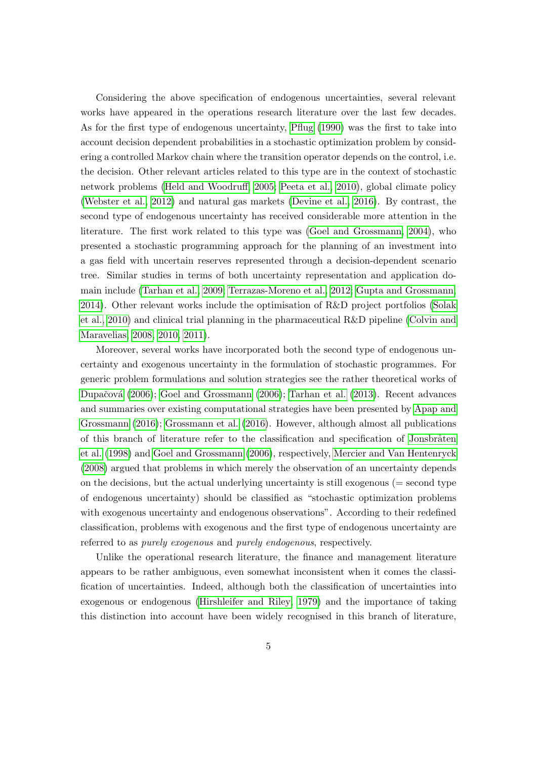Considering the above specification of endogenous uncertainties, several relevant works have appeared in the operations research literature over the last few decades. As for the first type of endogenous uncertainty, Pflug (1990) was the first to take into account decision dependent probabilities in a stochastic optimization problem by considering a controlled Markov chain where the transition operator depends on the control, i.e. the decision. Other relevant articles related to this type are in the context of stochastic network problems (Held and Woodruff, 2005; Peeta et al., 2010), global climate policy (Webster et al., 2012) and natural gas markets (Devine et al., 2016). By contrast, the second type of endogenous uncertainty has received considerable more attention in the literature. The first work related to this type was (Goel and Grossmann, 2004), who presented a stochastic programming approach for the planning of an investment into a gas field with uncertain reserves represented through a decision-dependent scenario tree. Similar studies in terms of both uncertainty representation and application domain include (Tarhan et al., 2009; Terrazas-Moreno et al., 2012; Gupta and Grossmann, 2014). Other relevant works include the optimisation of R&D project portfolios (Solak et al., 2010) and clinical trial planning in the pharmaceutical R&D pipeline (Colvin and Maravelias, 2008, 2010, 2011).

Moreover, several works have incorporated both the second type of endogenous uncertainty and exogenous uncertainty in the formulation of stochastic programmes. For generic problem formulations and solution strategies see the rather theoretical works of Dupačová (2006); Goel and Grossmann (2006); Tarhan et al. (2013). Recent advances and summaries over existing computational strategies have been presented by Apap and Grossmann (2016); Grossmann et al. (2016). However, although almost all publications of this branch of literature refer to the classification and specification of Jonsbråten et al. (1998) and Goel and Grossmann (2006), respectively, Mercier and Van Hentenryck (2008) argued that problems in which merely the observation of an uncertainty depends on the decisions, but the actual underlying uncertainty is still exogenous (= second type of endogenous uncertainty) should be classified as "stochastic optimization problems with exogenous uncertainty and endogenous observations". According to their redefined classification, problems with exogenous and the first type of endogenous uncertainty are referred to as *purely exogenous* and *purely endogenous*, respectively.

Unlike the operational research literature, the finance and management literature appears to be rather ambiguous, even somewhat inconsistent when it comes the classification of uncertainties. Indeed, although both the classification of uncertainties into exogenous or endogenous (Hirshleifer and Riley, 1979) and the importance of taking this distinction into account have been widely recognised in this branch of literature,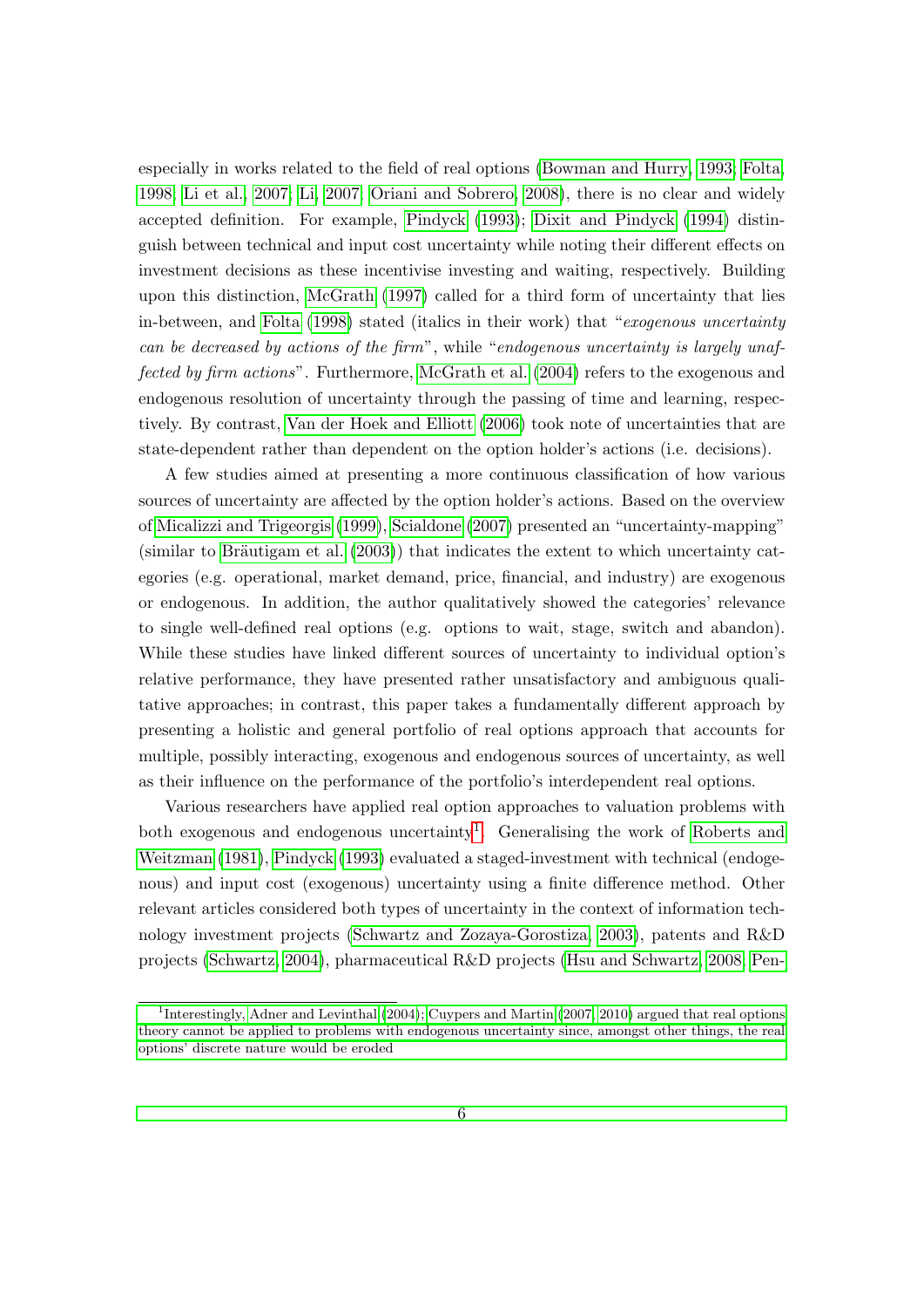especially in works related to the field of real options (Bowman and Hurry, 1993; Folta, 1998; Li et al., 2007; Li, 2007; Oriani and Sobrero, 2008), there is no clear and widely accepted definition. For example, Pindyck (1993); Dixit and Pindyck (1994) distinguish between technical and input cost uncertainty while noting their different effects on investment decisions as these incentivise investing and waiting, respectively. Building upon this distinction, McGrath (1997) called for a third form of uncertainty that lies in-between, and Folta (1998) stated (italics in their work) that "*exogenous uncertainty can be decreased by actions of the firm*", while "*endogenous uncertainty is largely unaffected by firm actions*". Furthermore, McGrath et al. (2004) refers to the exogenous and endogenous resolution of uncertainty through the passing of time and learning, respectively. By contrast, Van der Hoek and Elliott (2006) took note of uncertainties that are state-dependent rather than dependent on the option holder's actions (i.e. decisions).

A few studies aimed at presenting a more continuous classification of how various sources of uncertainty are affected by the option holder's actions. Based on the overview of Micalizzi and Trigeorgis (1999), Scialdone (2007) presented an "uncertainty-mapping" (similar to Bräutigam et al. (2003)) that indicates the extent to which uncertainty categories (e.g. operational, market demand, price, financial, and industry) are exogenous or endogenous. In addition, the author qualitatively showed the categories' relevance to single well-defined real options (e.g. options to wait, stage, switch and abandon). While these studies have linked different sources of uncertainty to individual option's relative performance, they have presented rather unsatisfactory and ambiguous qualitative approaches; in contrast, this paper takes a fundamentally different approach by presenting a holistic and general portfolio of real options approach that accounts for multiple, possibly interacting, exogenous and endogenous sources of uncertainty, as well as their influence on the performance of the portfolio's interdependent real options.

Various researchers have applied real option approaches to valuation problems with both exogenous and endogenous uncertainty[1]. Generalising the work of Roberts and Weitzman (1981), Pindyck (1993) evaluated a staged-investment with technical (endogenous) and input cost (exogenous) uncertainty using a finite difference method. Other relevant articles considered both types of uncertainty in the context of information technology investment projects (Schwartz and Zozaya-Gorostiza, 2003), patents and R&D projects (Schwartz, 2004), pharmaceutical R&D projects (Hsu and Schwartz, 2008; Pen-

[1] Interestingly, Adner and Levinthal (2004); Cuypers and Martin (2007, 2010) argued that real options theory cannot be applied to problems with endogenous uncertainty since, amongst other things, the real options' discrete nature would be eroded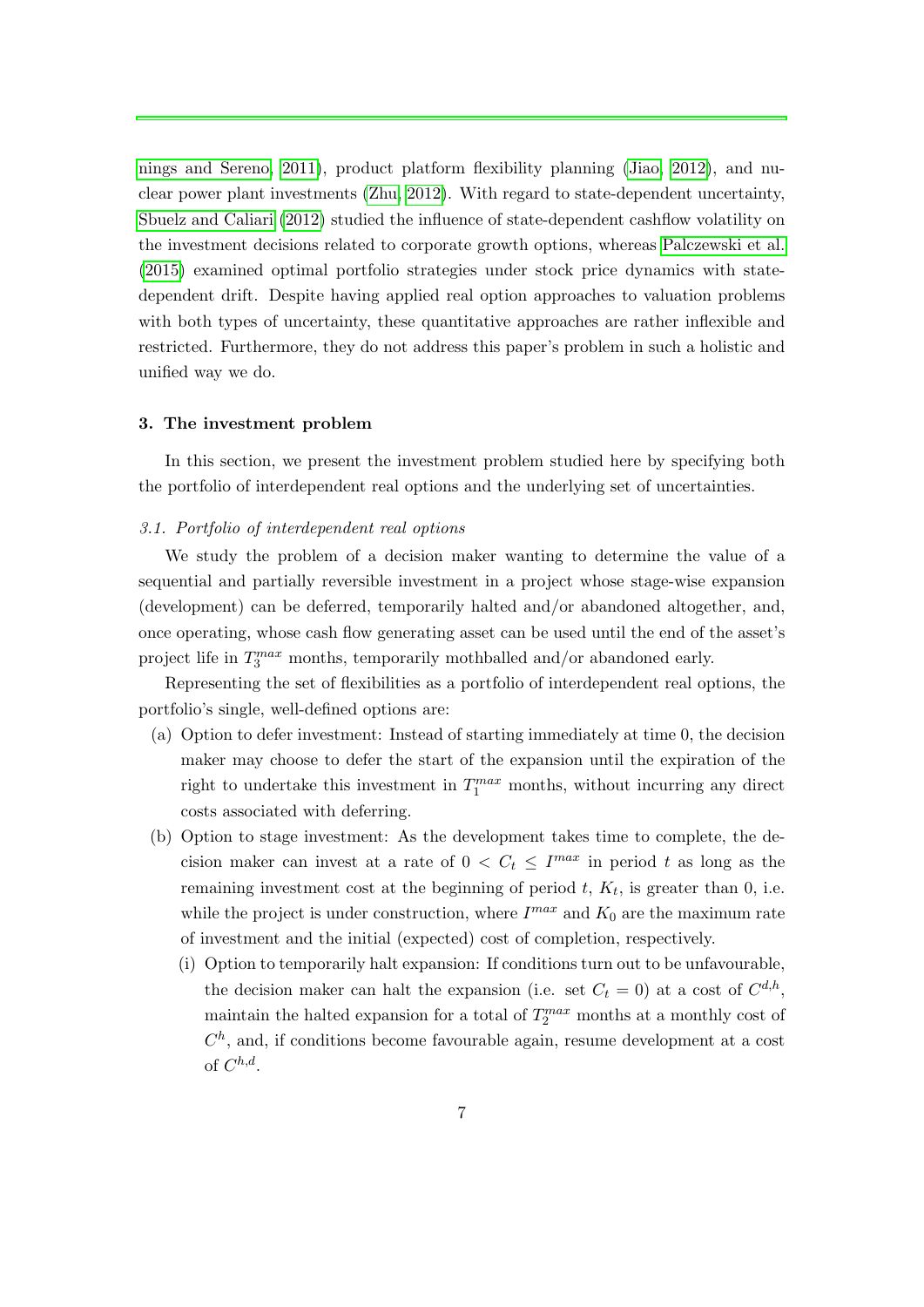nings and Sereno, 2011), product platform flexibility planning (Jiao, 2012), and nuclear power plant investments (Zhu, 2012). With regard to state-dependent uncertainty, Sbuelz and Caliari (2012) studied the influence of state-dependent cashflow volatility on the investment decisions related to corporate growth options, whereas Palczewski et al. (2015) examined optimal portfolio strategies under stock price dynamics with state-dependent drift. Despite having applied real option approaches to valuation problems with both types of uncertainty, these quantitative approaches are rather inflexible and restricted. Furthermore, they do not address this paper's problem in such a holistic and unified way we do.

## 3. The investment problem

In this section, we present the investment problem studied here by specifying both the portfolio of interdependent real options and the underlying set of uncertainties.

### 3.1. Portfolio of interdependent real options

We study the problem of a decision maker wanting to determine the value of a sequential and partially reversible investment in a project whose stage-wise expansion (development) can be deferred, temporarily halted and/or abandoned altogether, and, once operating, whose cash flow generating asset can be used until the end of the asset's project life in $T_3^{max}$ months, temporarily mothballed and/or abandoned early.

Representing the set of flexibilities as a portfolio of interdependent real options, the portfolio's single, well-defined options are:

(a) Option to defer investment: Instead of starting immediately at time 0, the decision maker may choose to defer the start of the expansion until the expiration of the right to undertake this investment in $T_1^{max}$ months, without incurring any direct costs associated with deferring.

(b) Option to stage investment: As the development takes time to complete, the decision maker can invest at a rate of $0 < C_t \leq I^{max}$ in period $t$ as long as the remaining investment cost at the beginning of period $t$, $K_t$, is greater than 0, i.e. while the project is under construction, where $I^{max}$ and $K_0$ are the maximum rate of investment and the initial (expected) cost of completion, respectively.

   (i) Option to temporarily halt expansion: If conditions turn out to be unfavourable, the decision maker can halt the expansion (i.e. set $C_t = 0$) at a cost of $C^{d,h}$, maintain the halted expansion for a total of $T_2^{max}$ months at a monthly cost of $C^h$, and, if conditions become favourable again, resume development at a cost of $C^{h,d}$.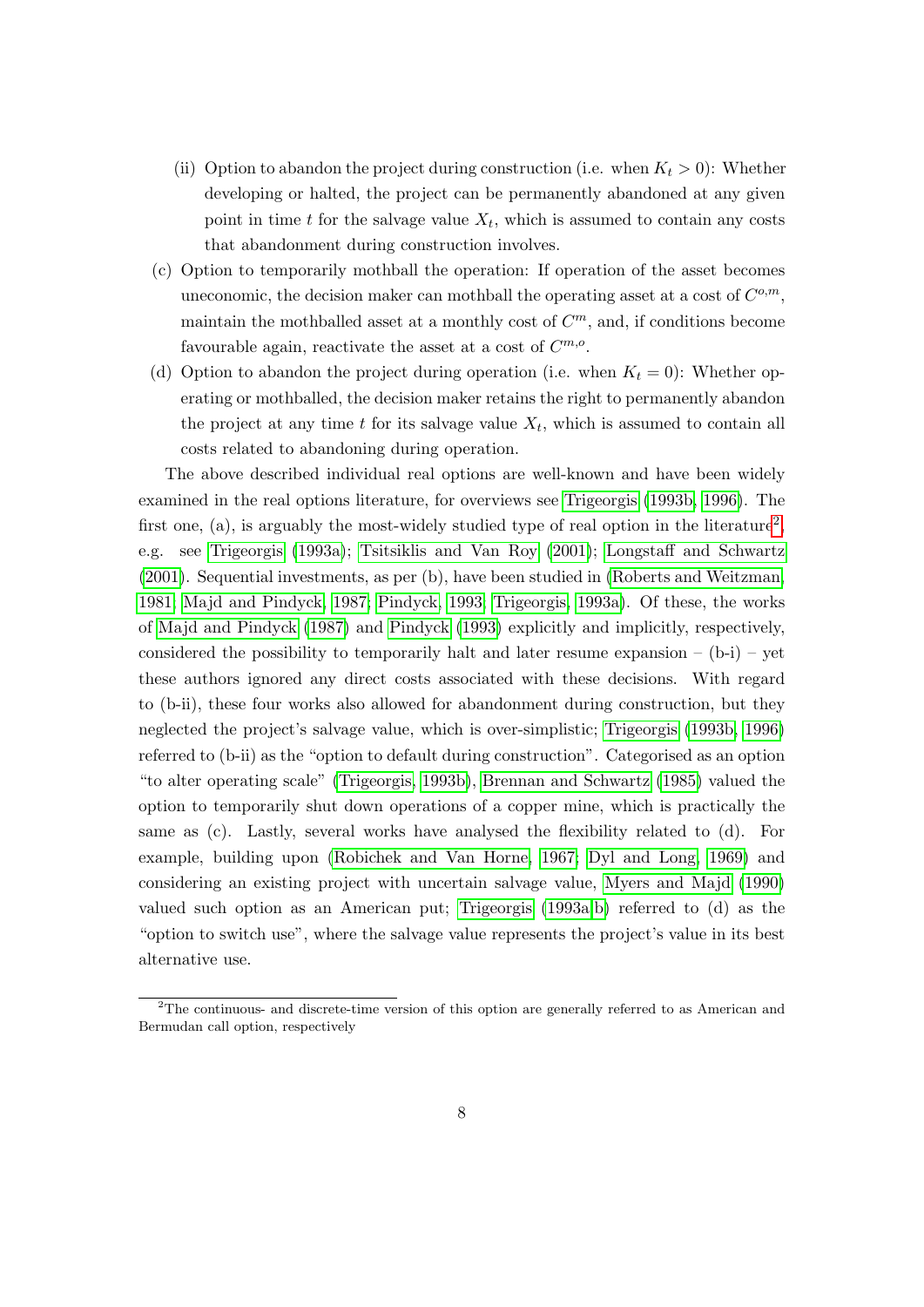(ii) Option to abandon the project during construction (i.e. when $K_t > 0$): Whether developing or halted, the project can be permanently abandoned at any given point in time $t$ for the salvage value $X_t$, which is assumed to contain any costs that abandonment during construction involves.

(c) Option to temporarily mothball the operation: If operation of the asset becomes uneconomic, the decision maker can mothball the operating asset at a cost of $C^{o,m}$, maintain the mothballed asset at a monthly cost of $C^m$, and, if conditions become favourable again, reactivate the asset at a cost of $C^{m,o}$.

(d) Option to abandon the project during operation (i.e. when $K_t = 0$): Whether operating or mothballed, the decision maker retains the right to permanently abandon the project at any time $t$ for its salvage value $X_t$, which is assumed to contain all costs related to abandoning during operation.

The above described individual real options are well-known and have been widely examined in the real options literature, for overviews see Trigeorgis (1993b, 1996). The first one, (a), is arguably the most-widely studied type of real option in the literature[2], e.g. see Trigeorgis (1993a); Tsitsiklis and Van Roy (2001); Longstaff and Schwartz (2001). Sequential investments, as per (b), have been studied in (Roberts and Weitzman, 1981; Majd and Pindyck, 1987; Pindyck, 1993; Trigeorgis, 1993a). Of these, the works of Majd and Pindyck (1987) and Pindyck (1993) explicitly and implicitly, respectively, considered the possibility to temporarily halt and later resume expansion – (b-i) – yet these authors ignored any direct costs associated with these decisions. With regard to (b-ii), these four works also allowed for abandonment during construction, but they neglected the project's salvage value, which is over-simplistic; Trigeorgis (1993b, 1996) referred to (b-ii) as the "option to default during construction". Categorised as an option "to alter operating scale" (Trigeorgis, 1993b), Brennan and Schwartz (1985) valued the option to temporarily shut down operations of a copper mine, which is practically the same as (c). Lastly, several works have analysed the flexibility related to (d). For example, building upon (Robichek and Van Horne, 1967; Dyl and Long, 1969) and considering an existing project with uncertain salvage value, Myers and Majd (1990) valued such option as an American put; Trigeorgis (1993a,b) referred to (d) as the "option to switch use", where the salvage value represents the project's value in its best alternative use.

[2]The continuous- and discrete-time version of this option are generally referred to as American and Bermudan call option, respectively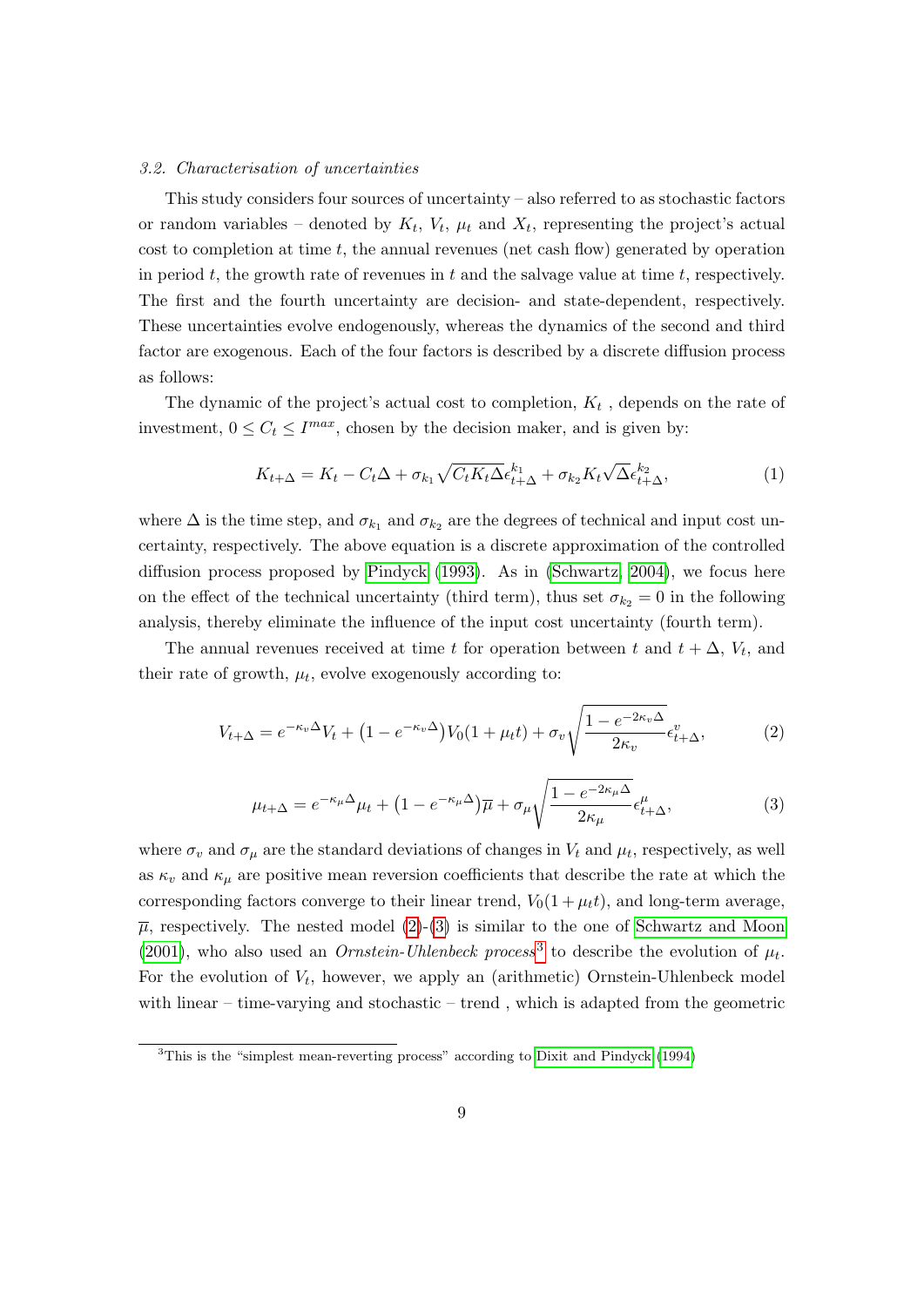### *3.2. Characterisation of uncertainties*

This study considers four sources of uncertainty – also referred to as stochastic factors or random variables – denoted by $K_t$, $V_t$, $\mu_t$ and $X_t$, representing the project's actual cost to completion at time $t$, the annual revenues (net cash flow) generated by operation in period $t$, the growth rate of revenues in $t$ and the salvage value at time $t$, respectively. The first and the fourth uncertainty are decision- and state-dependent, respectively. These uncertainties evolve endogenously, whereas the dynamics of the second and third factor are exogenous. Each of the four factors is described by a discrete diffusion process as follows:

The dynamic of the project's actual cost to completion, $K_t$ , depends on the rate of investment, $0 \leq C_t \leq I^{max}$, chosen by the decision maker, and is given by:

$$K_{t+\Delta} = K_t - C_t\Delta + \sigma_{k_1}\sqrt{C_t K_t \Delta}\epsilon^{k_1}_{t+\Delta} + \sigma_{k_2} K_t \sqrt{\Delta}\epsilon^{k_2}_{t+\Delta}, \tag{1}$$

where $\Delta$ is the time step, and $\sigma_{k_1}$ and $\sigma_{k_2}$ are the degrees of technical and input cost uncertainty, respectively. The above equation is a discrete approximation of the controlled diffusion process proposed by Pindyck (1993). As in (Schwartz, 2004), we focus here on the effect of the technical uncertainty (third term), thus set $\sigma_{k_2} = 0$ in the following analysis, thereby eliminate the influence of the input cost uncertainty (fourth term).

The annual revenues received at time $t$ for operation between $t$ and $t + \Delta$, $V_t$, and their rate of growth, $\mu_t$, evolve exogenously according to:

$$V_{t+\Delta} = e^{-\kappa_v\Delta}V_t + \left(1 - e^{-\kappa_v\Delta}\right)V_0(1 + \mu_t t) + \sigma_v\sqrt{\frac{1 - e^{-2\kappa_v\Delta}}{2\kappa_v}}\epsilon^{v}_{t+\Delta}, \tag{2}$$

$$\mu_{t+\Delta} = e^{-\kappa_\mu\Delta}\mu_t + \left(1 - e^{-\kappa_\mu\Delta}\right)\overline{\mu} + \sigma_\mu\sqrt{\frac{1 - e^{-2\kappa_\mu\Delta}}{2\kappa_\mu}}\epsilon^{\mu}_{t+\Delta}, \tag{3}$$

where $\sigma_v$ and $\sigma_\mu$ are the standard deviations of changes in $V_t$ and $\mu_t$, respectively, as well as $\kappa_v$ and $\kappa_\mu$ are positive mean reversion coefficients that describe the rate at which the corresponding factors converge to their linear trend, $V_0(1 + \mu_t t)$, and long-term average, $\overline{\mu}$, respectively. The nested model (2)-(3) is similar to the one of Schwartz and Moon (2001), who also used an *Ornstein-Uhlenbeck process*[3] to describe the evolution of $\mu_t$. For the evolution of $V_t$, however, we apply an (arithmetic) Ornstein-Uhlenbeck model with linear – time-varying and stochastic – trend , which is adapted from the geometric

[3] This is the "simplest mean-reverting process" according to Dixit and Pindyck (1994)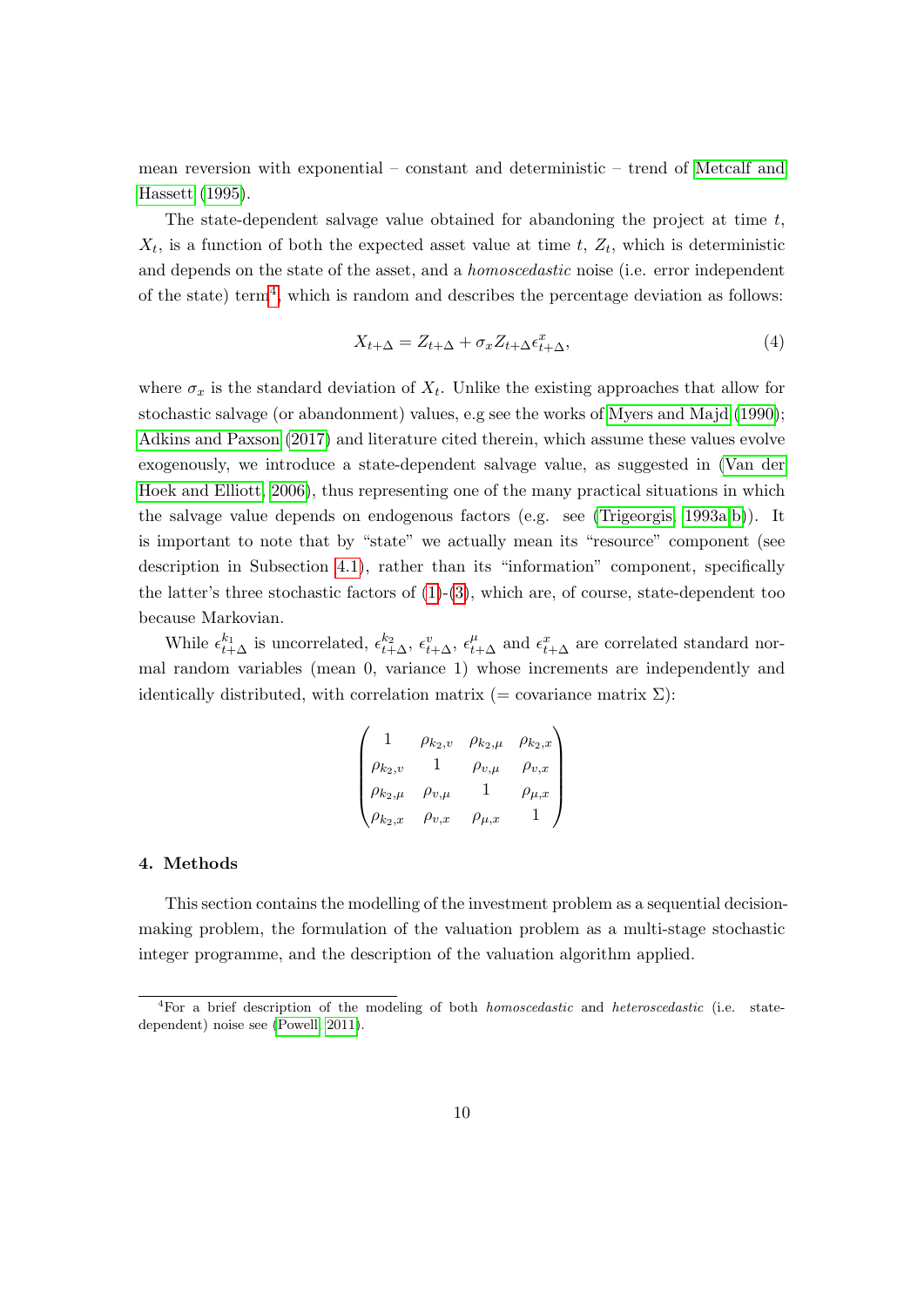mean reversion with exponential – constant and deterministic – trend of Metcalf and Hassett (1995).

The state-dependent salvage value obtained for abandoning the project at time $t$, $X_t$, is a function of both the expected asset value at time $t$, $Z_t$, which is deterministic and depends on the state of the asset, and a *homoscedastic* noise (i.e. error independent of the state) term[4], which is random and describes the percentage deviation as follows:

$$X_{t+\Delta} = Z_{t+\Delta} + \sigma_x Z_{t+\Delta} \epsilon^x_{t+\Delta}, \tag{4}$$

where $\sigma_x$ is the standard deviation of $X_t$. Unlike the existing approaches that allow for stochastic salvage (or abandonment) values, e.g see the works of Myers and Majd (1990); Adkins and Paxson (2017) and literature cited therein, which assume these values evolve exogenously, we introduce a state-dependent salvage value, as suggested in (Van der Hoek and Elliott, 2006), thus representing one of the many practical situations in which the salvage value depends on endogenous factors (e.g. see (Trigeorgis, 1993a,b)). It is important to note that by "state" we actually mean its "resource" component (see description in Subsection 4.1), rather than its "information" component, specifically the latter's three stochastic factors of (1)-(3), which are, of course, state-dependent too because Markovian.

While $\epsilon^{k_1}_{t+\Delta}$ is uncorrelated, $\epsilon^{k_2}_{t+\Delta}$, $\epsilon^{v}_{t+\Delta}$, $\epsilon^{\mu}_{t+\Delta}$ and $\epsilon^{x}_{t+\Delta}$ are correlated standard normal random variables (mean 0, variance 1) whose increments are independently and identically distributed, with correlation matrix (= covariance matrix $\Sigma$):

$$\begin{pmatrix} 1 & \rho_{k_2,v} & \rho_{k_2,\mu} & \rho_{k_2,x} \\ \rho_{k_2,v} & 1 & \rho_{v,\mu} & \rho_{v,x} \\ \rho_{k_2,\mu} & \rho_{v,\mu} & 1 & \rho_{\mu,x} \\ \rho_{k_2,x} & \rho_{v,x} & \rho_{\mu,x} & 1 \end{pmatrix}$$

## 4. Methods

This section contains the modelling of the investment problem as a sequential decision-making problem, the formulation of the valuation problem as a multi-stage stochastic integer programme, and the description of the valuation algorithm applied.

---

[4] For a brief description of the modeling of both *homoscedastic* and *heteroscedastic* (i.e. state-dependent) noise see (Powell, 2011).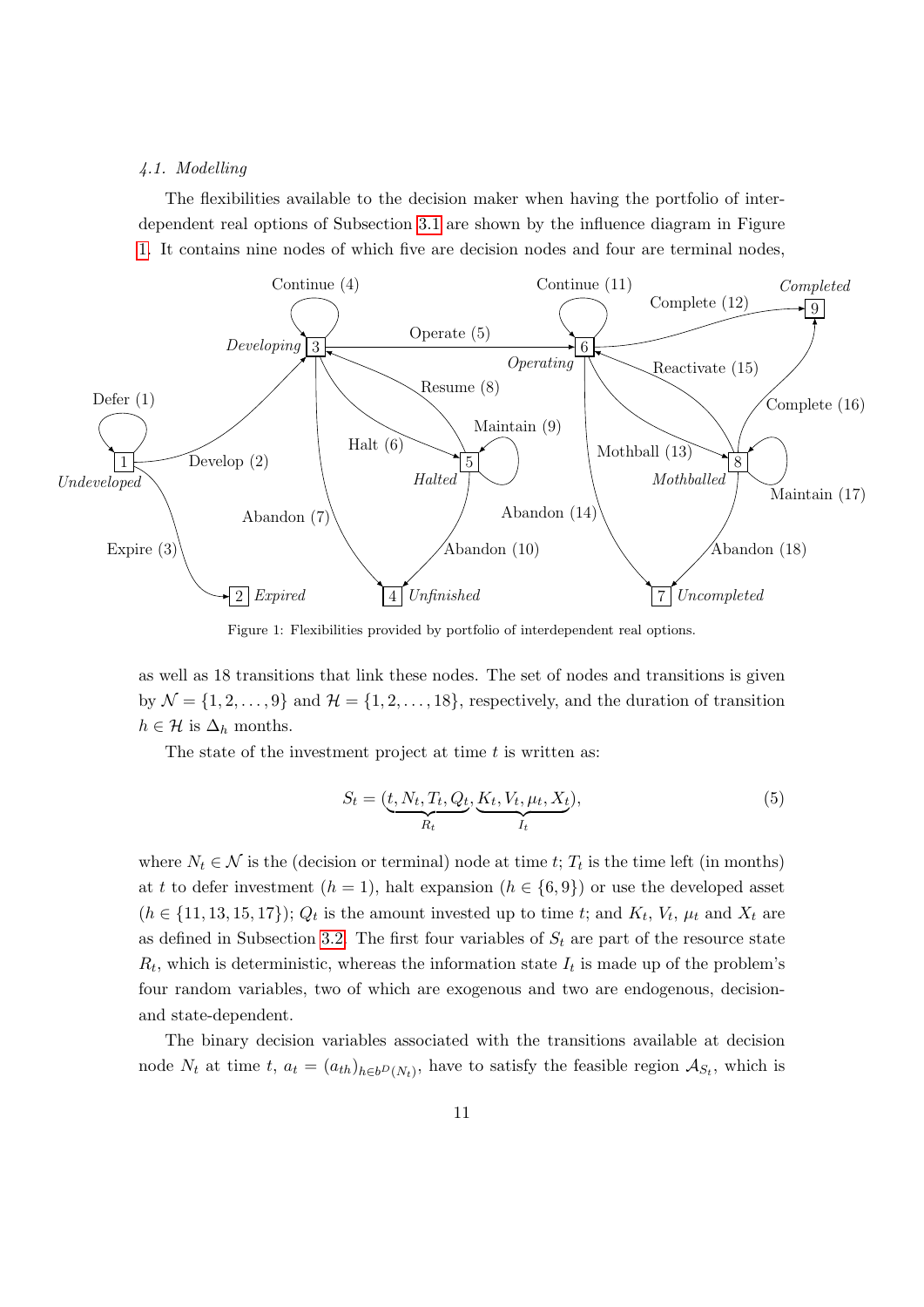### 4.1. Modelling

The flexibilities available to the decision maker when having the portfolio of interdependent real options of Subsection 3.1 are shown by the influence diagram in Figure 1. It contains nine nodes of which five are decision nodes and four are terminal nodes,

Figure 1: Flexibilities provided by portfolio of interdependent real options.

as well as 18 transitions that link these nodes. The set of nodes and transitions is given by $\mathcal{N} = \{1, 2, \ldots, 9\}$ and $\mathcal{H} = \{1, 2, \ldots, 18\}$, respectively, and the duration of transition $h \in \mathcal{H}$ is $\Delta_h$ months.

The state of the investment project at time $t$ is written as:

$$S_t = (\underbrace{t, N_t, T_t, Q_t}_{R_t}, \underbrace{K_t, V_t, \mu_t, X_t}_{I_t}), \tag{5}$$

where $N_t \in \mathcal{N}$ is the (decision or terminal) node at time $t$; $T_t$ is the time left (in months) at $t$ to defer investment ($h = 1$), halt expansion ($h \in \{6, 9\}$) or use the developed asset ($h \in \{11, 13, 15, 17\}$); $Q_t$ is the amount invested up to time $t$; and $K_t$, $V_t$, $\mu_t$ and $X_t$ are as defined in Subsection 3.2. The first four variables of $S_t$ are part of the resource state $R_t$, which is deterministic, whereas the information state $I_t$ is made up of the problem's four random variables, two of which are exogenous and two are endogenous, decision- and state-dependent.

The binary decision variables associated with the transitions available at decision node $N_t$ at time $t$, $a_t = (a_{th})_{h \in b^D(N_t)}$, have to satisfy the feasible region $\mathcal{A}_{S_t}$, which is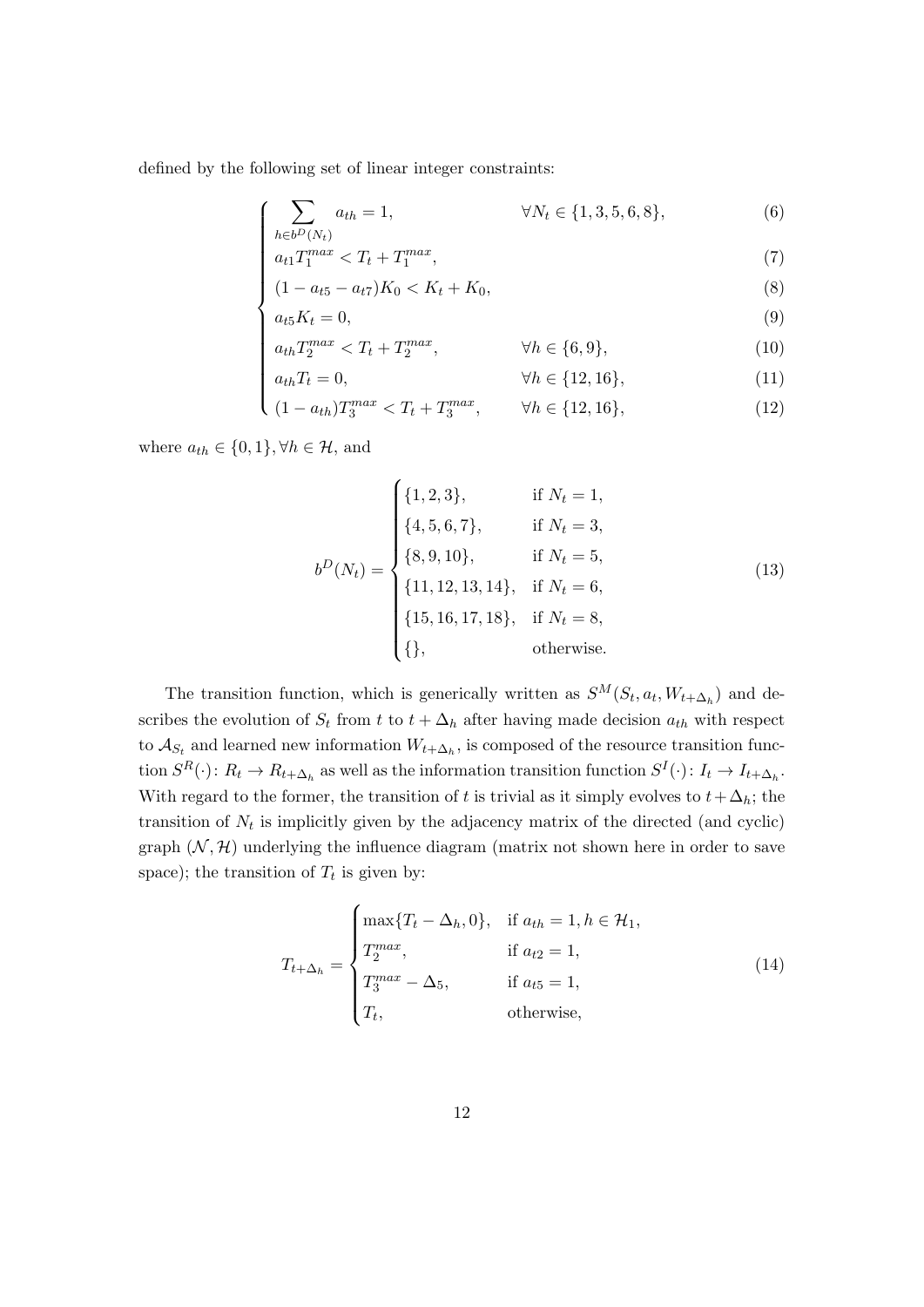defined by the following set of linear integer constraints:

$$
\begin{cases}
\sum_{h \in b^D(N_t)} a_{th} = 1, & \forall N_t \in \{1,3,5,6,8\}, \quad (6) \\
a_{t1} T_1^{max} < T_t + T_1^{max}, & (7) \\
(1 - a_{t5} - a_{t7}) K_0 < K_t + K_0, & (8) \\
a_{t5} K_t = 0, & (9) \\
a_{th} T_2^{max} < T_t + T_2^{max}, & \forall h \in \{6, 9\}, \quad (10) \\
a_{th} T_t = 0, & \forall h \in \{12, 16\}, \quad (11) \\
(1 - a_{th}) T_3^{max} < T_t + T_3^{max}, & \forall h \in \{12, 16\}, \quad (12)
\end{cases}
$$

where $a_{th} \in \{0, 1\}, \forall h \in \mathcal{H}$, and

$$
b^D(N_t) = \begin{cases}
\{1, 2, 3\}, & \text{if } N_t = 1, \\
\{4, 5, 6, 7\}, & \text{if } N_t = 3, \\
\{8, 9, 10\}, & \text{if } N_t = 5, \\
\{11, 12, 13, 14\}, & \text{if } N_t = 6, \\
\{15, 16, 17, 18\}, & \text{if } N_t = 8, \\
\{\}, & \text{otherwise.}
\end{cases} \tag{13}
$$

The transition function, which is generically written as $S^M(S_t, a_t, W_{t+\Delta_h})$ and describes the evolution of $S_t$ from $t$ to $t + \Delta_h$ after having made decision $a_{th}$ with respect to $\mathcal{A}_{S_t}$ and learned new information $W_{t+\Delta_h}$, is composed of the resource transition function $S^R(\cdot)\colon R_t \to R_{t+\Delta_h}$ as well as the information transition function $S^I(\cdot)\colon I_t \to I_{t+\Delta_h}$. With regard to the former, the transition of $t$ is trivial as it simply evolves to $t + \Delta_h$; the transition of $N_t$ is implicitly given by the adjacency matrix of the directed (and cyclic) graph $(\mathcal{N}, \mathcal{H})$ underlying the influence diagram (matrix not shown here in order to save space); the transition of $T_t$ is given by:

$$
T_{t+\Delta_h} = \begin{cases}
\max\{T_t - \Delta_h, 0\}, & \text{if } a_{th} = 1, h \in \mathcal{H}_1, \\
T_2^{max}, & \text{if } a_{t2} = 1, \\
T_3^{max} - \Delta_5, & \text{if } a_{t5} = 1, \\
T_t, & \text{otherwise,}
\end{cases} \tag{14}
$$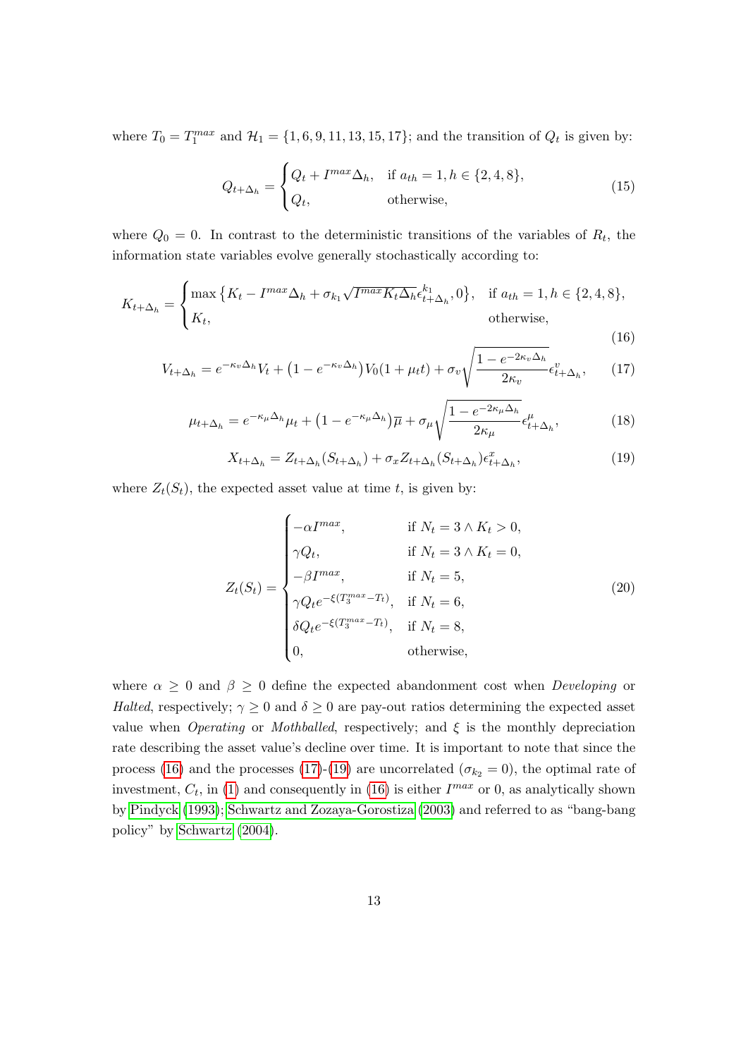where $T_0 = T_1^{max}$ and $\mathcal{H}_1 = \{1, 6, 9, 11, 13, 15, 17\}$; and the transition of $Q_t$ is given by:

$$
Q_{t+\Delta_h} = \begin{cases} Q_t + I^{max}\Delta_h, & \text{if } a_{th} = 1, h \in \{2, 4, 8\}, \\ Q_t, & \text{otherwise,} \end{cases} \tag{15}
$$

where $Q_0 = 0$. In contrast to the deterministic transitions of the variables of $R_t$, the information state variables evolve generally stochastically according to:

$$
K_{t+\Delta_h} = \begin{cases} \max\left\{K_t - I^{max}\Delta_h + \sigma_{k_1}\sqrt{I^{max}K_t\Delta_h}\epsilon^{k_1}_{t+\Delta_h}, 0\right\}, & \text{if } a_{th} = 1, h \in \{2, 4, 8\}, \\ K_t, & \text{otherwise,} \end{cases} \tag{16}
$$

$$
V_{t+\Delta_h} = e^{-\kappa_v \Delta_h} V_t + \left(1 - e^{-\kappa_v \Delta_h}\right) V_0 (1 + \mu_t t) + \sigma_v \sqrt{\frac{1 - e^{-2\kappa_v \Delta_h}}{2\kappa_v}} \epsilon^v_{t+\Delta_h}, \tag{17}
$$

$$
\mu_{t+\Delta_h} = e^{-\kappa_\mu \Delta_h} \mu_t + \left(1 - e^{-\kappa_\mu \Delta_h}\right) \overline{\mu} + \sigma_\mu \sqrt{\frac{1 - e^{-2\kappa_\mu \Delta_h}}{2\kappa_\mu}} \epsilon^\mu_{t+\Delta_h}, \tag{18}
$$

$$
X_{t+\Delta_h} = Z_{t+\Delta_h}(S_{t+\Delta_h}) + \sigma_x Z_{t+\Delta_h}(S_{t+\Delta_h}) \epsilon^x_{t+\Delta_h}, \tag{19}
$$

where $Z_t(S_t)$, the expected asset value at time $t$, is given by:

$$
Z_t(S_t) = \begin{cases} -\alpha I^{max}, & \text{if } N_t = 3 \wedge K_t > 0, \\ \gamma Q_t, & \text{if } N_t = 3 \wedge K_t = 0, \\ -\beta I^{max}, & \text{if } N_t = 5, \\ \gamma Q_t e^{-\xi(T_3^{max} - T_t)}, & \text{if } N_t = 6, \\ \delta Q_t e^{-\xi(T_3^{max} - T_t)}, & \text{if } N_t = 8, \\ 0, & \text{otherwise,} \end{cases} \tag{20}
$$

where $\alpha \geq 0$ and $\beta \geq 0$ define the expected abandonment cost when *Developing* or *Halted*, respectively; $\gamma \geq 0$ and $\delta \geq 0$ are pay-out ratios determining the expected asset value when *Operating* or *Mothballed*, respectively; and $\xi$ is the monthly depreciation rate describing the asset value's decline over time. It is important to note that since the process (16) and the processes (17)-(19) are uncorrelated ($\sigma_{k_2} = 0$), the optimal rate of investment, $C_t$, in (1) and consequently in (16) is either $I^{max}$ or 0, as analytically shown by Pindyck (1993); Schwartz and Zozaya-Gorostiza (2003) and referred to as "bang-bang policy" by Schwartz (2004).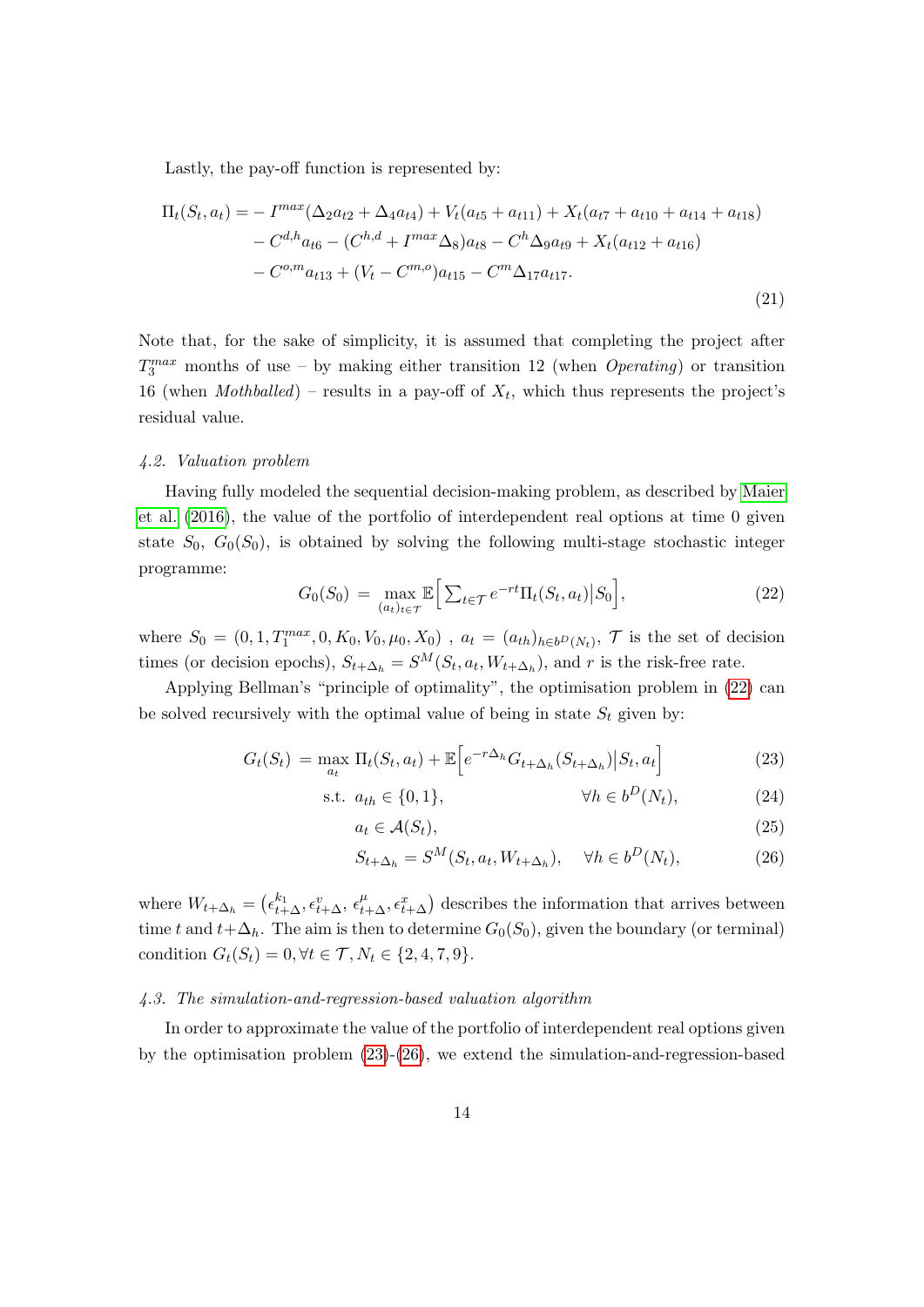Lastly, the pay-off function is represented by:

$$
\begin{aligned}
\Pi_t(S_t, a_t) = &- I^{max}(\Delta_2 a_{t2} + \Delta_4 a_{t4}) + V_t(a_{t5} + a_{t11}) + X_t(a_{t7} + a_{t10} + a_{t14} + a_{t18}) \\
&- C^{d,h} a_{t6} - (C^{h,d} + I^{max}\Delta_8) a_{t8} - C^h \Delta_9 a_{t9} + X_t(a_{t12} + a_{t16}) \\
&- C^{o,m} a_{t13} + (V_t - C^{m,o}) a_{t15} - C^m \Delta_{17} a_{t17}.
\end{aligned} \tag{21}
$$

Note that, for the sake of simplicity, it is assumed that completing the project after $T_3^{max}$ months of use – by making either transition 12 (when *Operating*) or transition 16 (when *Mothballed*) – results in a pay-off of $X_t$, which thus represents the project's residual value.

### 4.2. Valuation problem

Having fully modeled the sequential decision-making problem, as described by Maier et al. (2016), the value of the portfolio of interdependent real options at time 0 given state $S_0$, $G_0(S_0)$, is obtained by solving the following multi-stage stochastic integer programme:

$$
G_0(S_0) = \max_{(a_t)_{t \in \mathcal{T}}} \mathbb{E}\Big[ \sum\nolimits_{t \in \mathcal{T}} e^{-rt} \Pi_t(S_t, a_t) \Big| S_0 \Big], \tag{22}
$$

where $S_0 = (0, 1, T_1^{max}, 0, K_0, V_0, \mu_0, X_0)$ , $a_t = (a_{th})_{h \in b^D(N_t)}$, $\mathcal{T}$ is the set of decision times (or decision epochs), $S_{t+\Delta_h} = S^M(S_t, a_t, W_{t+\Delta_h})$, and $r$ is the risk-free rate.

Applying Bellman's "principle of optimality", the optimisation problem in (22) can be solved recursively with the optimal value of being in state $S_t$ given by:

$$
G_t(S_t) = \max_{a_t} \Pi_t(S_t, a_t) + \mathbb{E}\Big[ e^{-r\Delta_h} G_{t+\Delta_h}(S_{t+\Delta_h}) \Big| S_t, a_t \Big] \tag{23}
$$

$$
\text{s.t. } a_{th} \in \{0, 1\}, \qquad \forall h \in b^D(N_t), \tag{24}
$$

$$
a_t \in \mathcal{A}(S_t), \tag{25}
$$

$$
S_{t+\Delta_h} = S^M(S_t, a_t, W_{t+\Delta_h}), \quad \forall h \in b^D(N_t), \tag{26}
$$

where $W_{t+\Delta_h} = \big(\epsilon_{t+\Delta}^{k_1}, \epsilon_{t+\Delta}^{v}, \epsilon_{t+\Delta}^{\mu}, \epsilon_{t+\Delta}^{x}\big)$ describes the information that arrives between time $t$ and $t+\Delta_h$. The aim is then to determine $G_0(S_0)$, given the boundary (or terminal) condition $G_t(S_t) = 0, \forall t \in \mathcal{T}, N_t \in \{2, 4, 7, 9\}$.

### 4.3. The simulation-and-regression-based valuation algorithm

In order to approximate the value of the portfolio of interdependent real options given by the optimisation problem (23)-(26), we extend the simulation-and-regression-based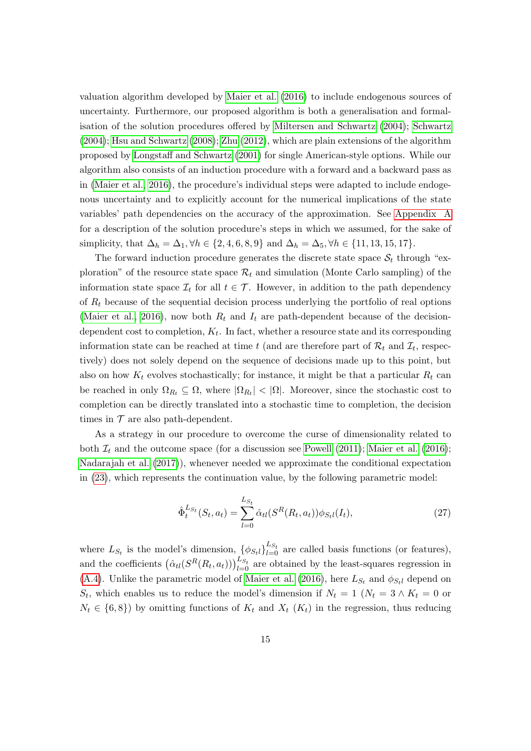valuation algorithm developed by Maier et al. (2016) to include endogenous sources of uncertainty. Furthermore, our proposed algorithm is both a generalisation and formalisation of the solution procedures offered by Miltersen and Schwartz (2004); Schwartz (2004); Hsu and Schwartz (2008); Zhu (2012), which are plain extensions of the algorithm proposed by Longstaff and Schwartz (2001) for single American-style options. While our algorithm also consists of an induction procedure with a forward and a backward pass as in (Maier et al., 2016), the procedure's individual steps were adapted to include endogenous uncertainty and to explicitly account for the numerical implications of the state variables' path dependencies on the accuracy of the approximation. See Appendix A for a description of the solution procedure's steps in which we assumed, for the sake of simplicity, that $\Delta_h = \Delta_1, \forall h \in \{2, 4, 6, 8, 9\}$ and $\Delta_h = \Delta_5, \forall h \in \{11, 13, 15, 17\}$.

The forward induction procedure generates the discrete state space $\mathcal{S}_t$ through "exploration" of the resource state space $\mathcal{R}_t$ and simulation (Monte Carlo sampling) of the information state space $\mathcal{I}_t$ for all $t \in \mathcal{T}$. However, in addition to the path dependency of $R_t$ because of the sequential decision process underlying the portfolio of real options (Maier et al., 2016), now both $R_t$ and $I_t$ are path-dependent because of the decision-dependent cost to completion, $K_t$. In fact, whether a resource state and its corresponding information state can be reached at time $t$ (and are therefore part of $\mathcal{R}_t$ and $\mathcal{I}_t$, respectively) does not solely depend on the sequence of decisions made up to this point, but also on how $K_t$ evolves stochastically; for instance, it might be that a particular $R_t$ can be reached in only $\Omega_{R_t} \subseteq \Omega$, where $|\Omega_{R_t}| < |\Omega|$. Moreover, since the stochastic cost to completion can be directly translated into a stochastic time to completion, the decision times in $\mathcal{T}$ are also path-dependent.

As a strategy in our procedure to overcome the curse of dimensionality related to both $\mathcal{I}_t$ and the outcome space (for a discussion see Powell (2011); Maier et al. (2016); Nadarajah et al. (2017)), whenever needed we approximate the conditional expectation in (23), which represents the continuation value, by the following parametric model:

$$\hat{\Phi}_t^{L_{S_t}}(S_t, a_t) = \sum_{l=0}^{L_{S_t}} \hat{\alpha}_{tl}(S^R(R_t, a_t))\phi_{S_t l}(I_t), \tag{27}$$

where $L_{S_t}$ is the model's dimension, $\{\phi_{S_t l}\}_{l=0}^{L_{S_t}}$ are called basis functions (or features), and the coefficients $\left(\hat{\alpha}_{tl}(S^R(R_t, a_t))\right)_{l=0}^{L_{S_t}}$ are obtained by the least-squares regression in (A.4). Unlike the parametric model of Maier et al. (2016), here $L_{S_t}$ and $\phi_{S_t l}$ depend on $S_t$, which enables us to reduce the model's dimension if $N_t = 1$ ($N_t = 3 \wedge K_t = 0$ or $N_t \in \{6, 8\}$) by omitting functions of $K_t$ and $X_t$ ($K_t$) in the regression, thus reducing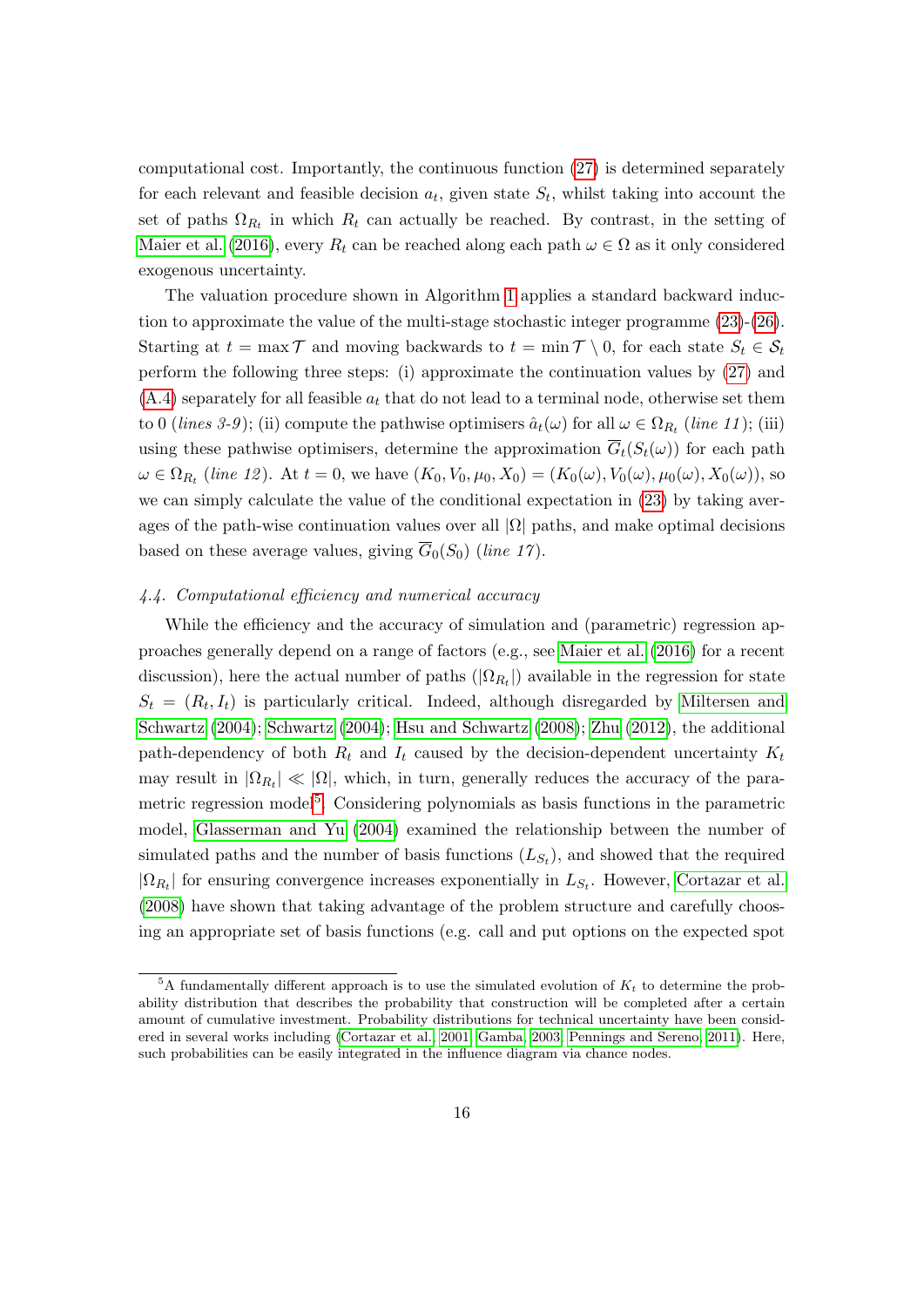computational cost. Importantly, the continuous function (27) is determined separately for each relevant and feasible decision $a_t$, given state $S_t$, whilst taking into account the set of paths $\Omega_{R_t}$ in which $R_t$ can actually be reached. By contrast, in the setting of Maier et al. (2016), every $R_t$ can be reached along each path $\omega \in \Omega$ as it only considered exogenous uncertainty.

The valuation procedure shown in Algorithm 1 applies a standard backward induction to approximate the value of the multi-stage stochastic integer programme (23)-(26). Starting at $t = \max \mathcal{T}$ and moving backwards to $t = \min \mathcal{T} \setminus 0$, for each state $S_t \in \mathcal{S}_t$ perform the following three steps: (i) approximate the continuation values by (27) and (A.4) separately for all feasible $a_t$ that do not lead to a terminal node, otherwise set them to 0 (*lines 3-9*); (ii) compute the pathwise optimisers $\hat{a}_t(\omega)$ for all $\omega \in \Omega_{R_t}$ (*line 11*); (iii) using these pathwise optimisers, determine the approximation $\overline{G}_t(S_t(\omega))$ for each path $\omega \in \Omega_{R_t}$ (*line 12*). At $t = 0$, we have $(K_0, V_0, \mu_0, X_0) = (K_0(\omega), V_0(\omega), \mu_0(\omega), X_0(\omega))$, so we can simply calculate the value of the conditional expectation in (23) by taking averages of the path-wise continuation values over all $|\Omega|$ paths, and make optimal decisions based on these average values, giving $\overline{G}_0(S_0)$ (*line 17*).

### *4.4. Computational efficiency and numerical accuracy*

While the efficiency and the accuracy of simulation and (parametric) regression approaches generally depend on a range of factors (e.g., see Maier et al. (2016) for a recent discussion), here the actual number of paths ($|\Omega_{R_t}|$) available in the regression for state $S_t = (R_t, I_t)$ is particularly critical. Indeed, although disregarded by Miltersen and Schwartz (2004); Schwartz (2004); Hsu and Schwartz (2008); Zhu (2012), the additional path-dependency of both $R_t$ and $I_t$ caused by the decision-dependent uncertainty $K_t$ may result in $|\Omega_{R_t}| \ll |\Omega|$, which, in turn, generally reduces the accuracy of the parametric regression model[5]. Considering polynomials as basis functions in the parametric model, Glasserman and Yu (2004) examined the relationship between the number of simulated paths and the number of basis functions ($L_{S_t}$), and showed that the required $|\Omega_{R_t}|$ for ensuring convergence increases exponentially in $L_{S_t}$. However, Cortazar et al. (2008) have shown that taking advantage of the problem structure and carefully choosing an appropriate set of basis functions (e.g. call and put options on the expected spot

[5] A fundamentally different approach is to use the simulated evolution of $K_t$ to determine the probability distribution that describes the probability that construction will be completed after a certain amount of cumulative investment. Probability distributions for technical uncertainty have been considered in several works including (Cortazar et al., 2001; Gamba, 2003; Pennings and Sereno, 2011). Here, such probabilities can be easily integrated in the influence diagram via chance nodes.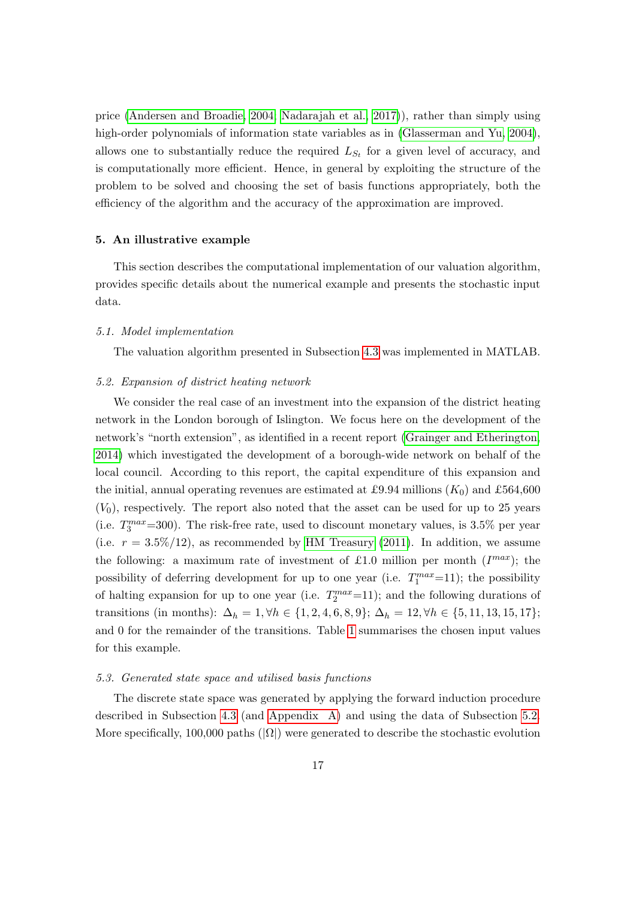price (Andersen and Broadie, 2004; Nadarajah et al., 2017)), rather than simply using high-order polynomials of information state variables as in (Glasserman and Yu, 2004), allows one to substantially reduce the required $L_{S_t}$ for a given level of accuracy, and is computationally more efficient. Hence, in general by exploiting the structure of the problem to be solved and choosing the set of basis functions appropriately, both the efficiency of the algorithm and the accuracy of the approximation are improved.

## 5. An illustrative example

This section describes the computational implementation of our valuation algorithm, provides specific details about the numerical example and presents the stochastic input data.

### 5.1. Model implementation

The valuation algorithm presented in Subsection 4.3 was implemented in MATLAB.

### 5.2. Expansion of district heating network

We consider the real case of an investment into the expansion of the district heating network in the London borough of Islington. We focus here on the development of the network's "north extension", as identified in a recent report (Grainger and Etherington, 2014) which investigated the development of a borough-wide network on behalf of the local council. According to this report, the capital expenditure of this expansion and the initial, annual operating revenues are estimated at £9.94 millions ($K_0$) and £564,600 ($V_0$), respectively. The report also noted that the asset can be used for up to 25 years (i.e. $T_3^{max}$=300). The risk-free rate, used to discount monetary values, is 3.5% per year (i.e. $r = 3.5\%/12$), as recommended by HM Treasury (2011). In addition, we assume the following: a maximum rate of investment of £1.0 million per month ($I^{max}$); the possibility of deferring development for up to one year (i.e. $T_1^{max}$=11); the possibility of halting expansion for up to one year (i.e. $T_2^{max}$=11); and the following durations of transitions (in months): $\Delta_h = 1, \forall h \in \{1, 2, 4, 6, 8, 9\}$; $\Delta_h = 12, \forall h \in \{5, 11, 13, 15, 17\}$; and 0 for the remainder of the transitions. Table 1 summarises the chosen input values for this example.

### 5.3. Generated state space and utilised basis functions

The discrete state space was generated by applying the forward induction procedure described in Subsection 4.3 (and Appendix A) and using the data of Subsection 5.2. More specifically, 100,000 paths ($|\Omega|$) were generated to describe the stochastic evolution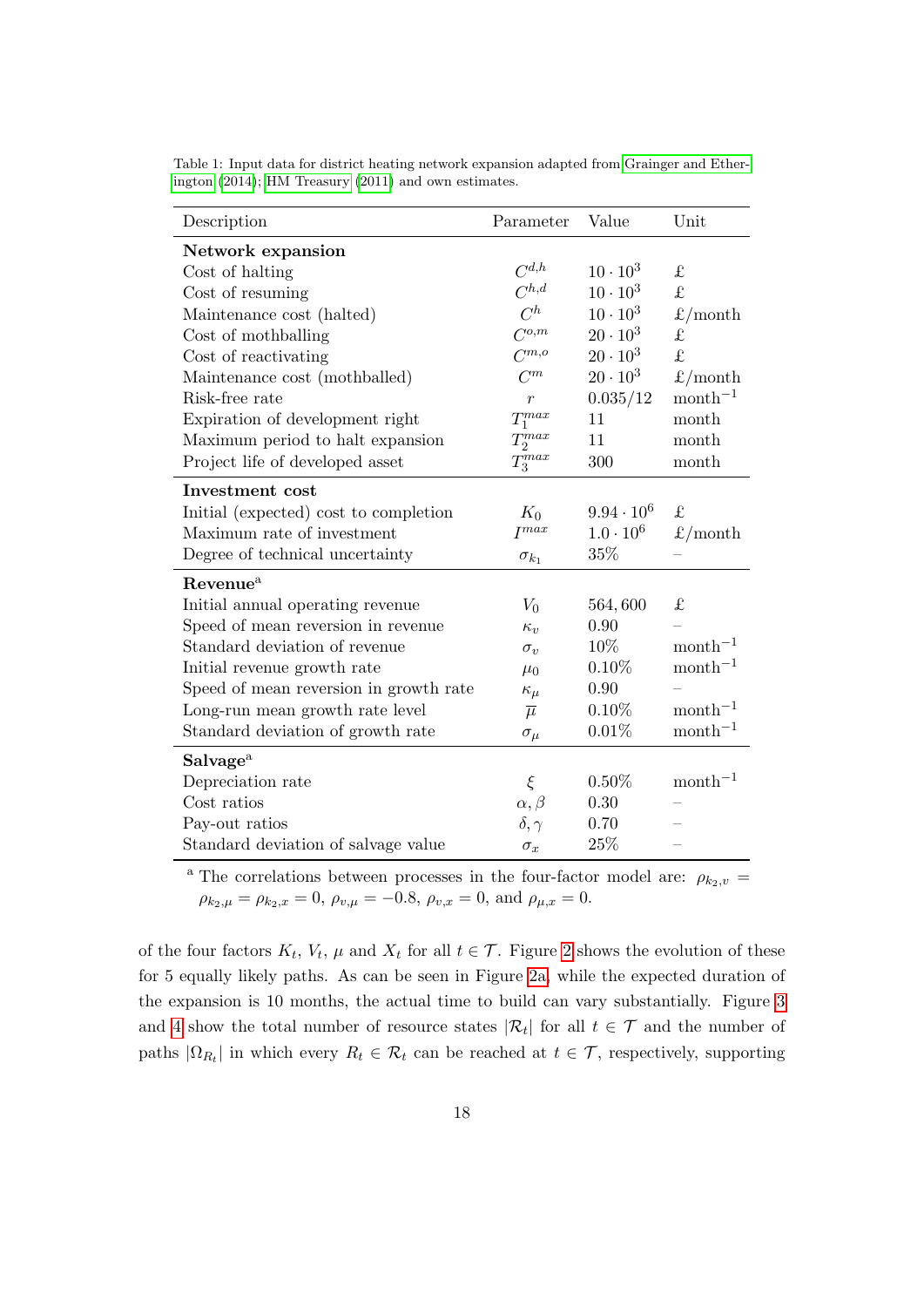Table 1: Input data for district heating network expansion adapted from Grainger and Etherington (2014); HM Treasury (2011) and own estimates.

| Description | Parameter | Value | Unit |
|---|---|---|---|
| **Network expansion** | | | |
| Cost of halting | $C^{d,h}$ | $10 \cdot 10^3$ | £ |
| Cost of resuming | $C^{h,d}$ | $10 \cdot 10^3$ | £ |
| Maintenance cost (halted) | $C^{h}$ | $10 \cdot 10^3$ | £/month |
| Cost of mothballing | $C^{o,m}$ | $20 \cdot 10^3$ | £ |
| Cost of reactivating | $C^{m,o}$ | $20 \cdot 10^3$ | £ |
| Maintenance cost (mothballed) | $C^{m}$ | $20 \cdot 10^3$ | £/month |
| Risk-free rate | $r$ | $0.035/12$ | month$^{-1}$ |
| Expiration of development right | $T_1^{max}$ | 11 | month |
| Maximum period to halt expansion | $T_2^{max}$ | 11 | month |
| Project life of developed asset | $T_3^{max}$ | 300 | month |
| **Investment cost** | | | |
| Initial (expected) cost to completion | $K_0$ | $9.94 \cdot 10^6$ | £ |
| Maximum rate of investment | $I^{max}$ | $1.0 \cdot 10^6$ | £/month |
| Degree of technical uncertainty | $\sigma_{k_1}$ | 35% | – |
| **Revenue**[a] | | | |
| Initial annual operating revenue | $V_0$ | 564,600 | £ |
| Speed of mean reversion in revenue | $\kappa_v$ | 0.90 | – |
| Standard deviation of revenue | $\sigma_v$ | 10% | month$^{-1}$ |
| Initial revenue growth rate | $\mu_0$ | 0.10% | month$^{-1}$ |
| Speed of mean reversion in growth rate | $\kappa_\mu$ | 0.90 | – |
| Long-run mean growth rate level | $\overline{\mu}$ | 0.10% | month$^{-1}$ |
| Standard deviation of growth rate | $\sigma_\mu$ | 0.01% | month$^{-1}$ |
| **Salvage**[a] | | | |
| Depreciation rate | $\xi$ | 0.50% | month$^{-1}$ |
| Cost ratios | $\alpha, \beta$ | 0.30 | – |
| Pay-out ratios | $\delta, \gamma$ | 0.70 | – |
| Standard deviation of salvage value | $\sigma_x$ | 25% | – |

[a] The correlations between processes in the four-factor model are: $\rho_{k_2,v} = \rho_{k_2,\mu} = \rho_{k_2,x} = 0$, $\rho_{v,\mu} = -0.8$, $\rho_{v,x} = 0$, and $\rho_{\mu,x} = 0$.

of the four factors $K_t$, $V_t$, $\mu$ and $X_t$ for all $t \in \mathcal{T}$. Figure 2 shows the evolution of these for 5 equally likely paths. As can be seen in Figure 2a, while the expected duration of the expansion is 10 months, the actual time to build can vary substantially. Figure 3 and 4 show the total number of resource states $|\mathcal{R}_t|$ for all $t \in \mathcal{T}$ and the number of paths $|\Omega_{R_t}|$ in which every $R_t \in \mathcal{R}_t$ can be reached at $t \in \mathcal{T}$, respectively, supporting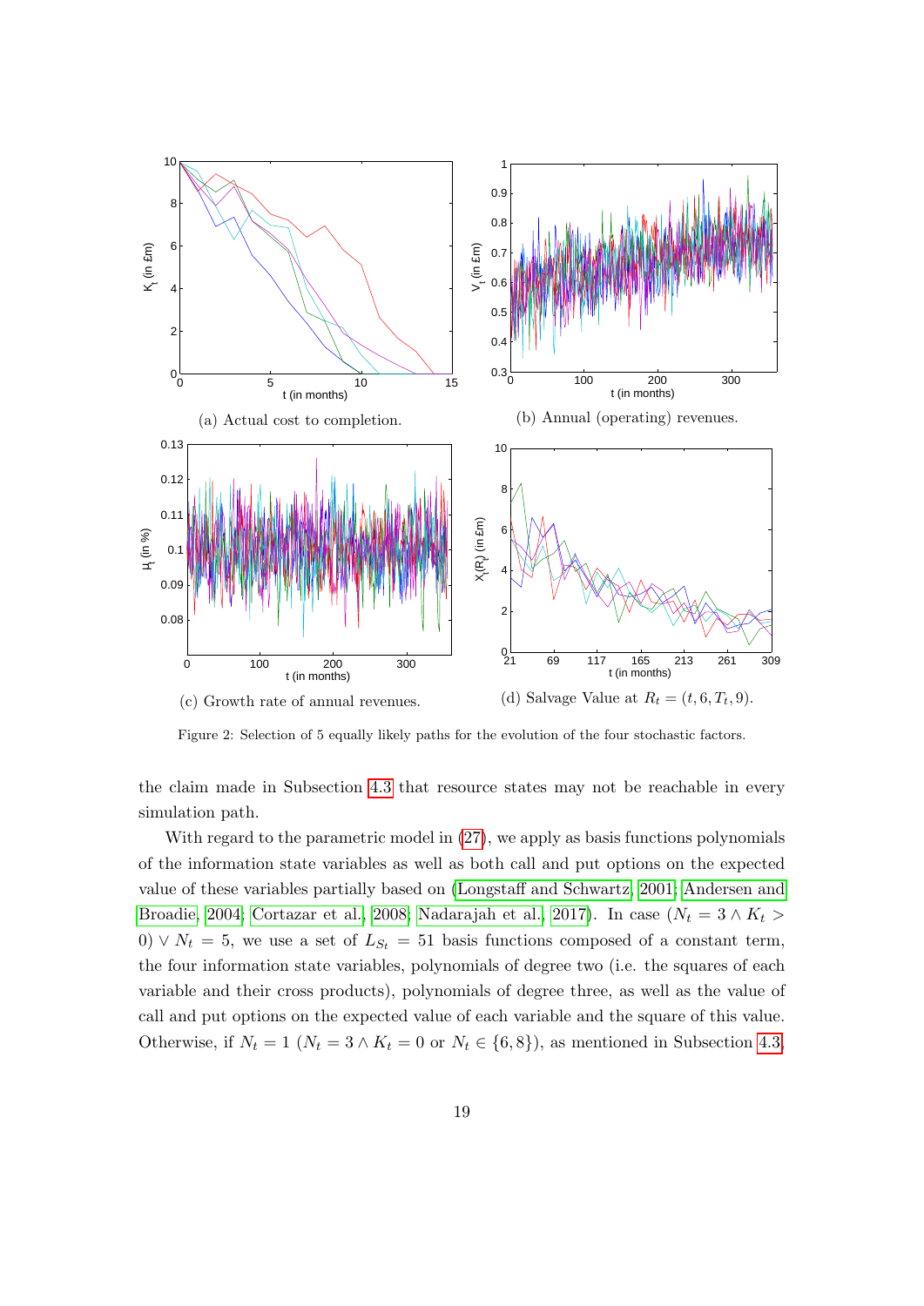(a) Actual cost to completion.

(b) Annual (operating) revenues.

(c) Growth rate of annual revenues.

(d) Salvage Value at $R_t = (t, 6, T_t, 9)$.

Figure 2: Selection of 5 equally likely paths for the evolution of the four stochastic factors.

the claim made in Subsection 4.3 that resource states may not be reachable in every simulation path.

With regard to the parametric model in (27), we apply as basis functions polynomials of the information state variables as well as both call and put options on the expected value of these variables partially based on (Longstaff and Schwartz, 2001; Andersen and Broadie, 2004; Cortazar et al., 2008; Nadarajah et al., 2017). In case $(N_t = 3 \wedge K_t > 0) \vee N_t = 5$, we use a set of $L_{S_t} = 51$ basis functions composed of a constant term, the four information state variables, polynomials of degree two (i.e. the squares of each variable and their cross products), polynomials of degree three, as well as the value of call and put options on the expected value of each variable and the square of this value. Otherwise, if $N_t = 1$ $(N_t = 3 \wedge K_t = 0$ or $N_t \in \{6, 8\})$, as mentioned in Subsection 4.3,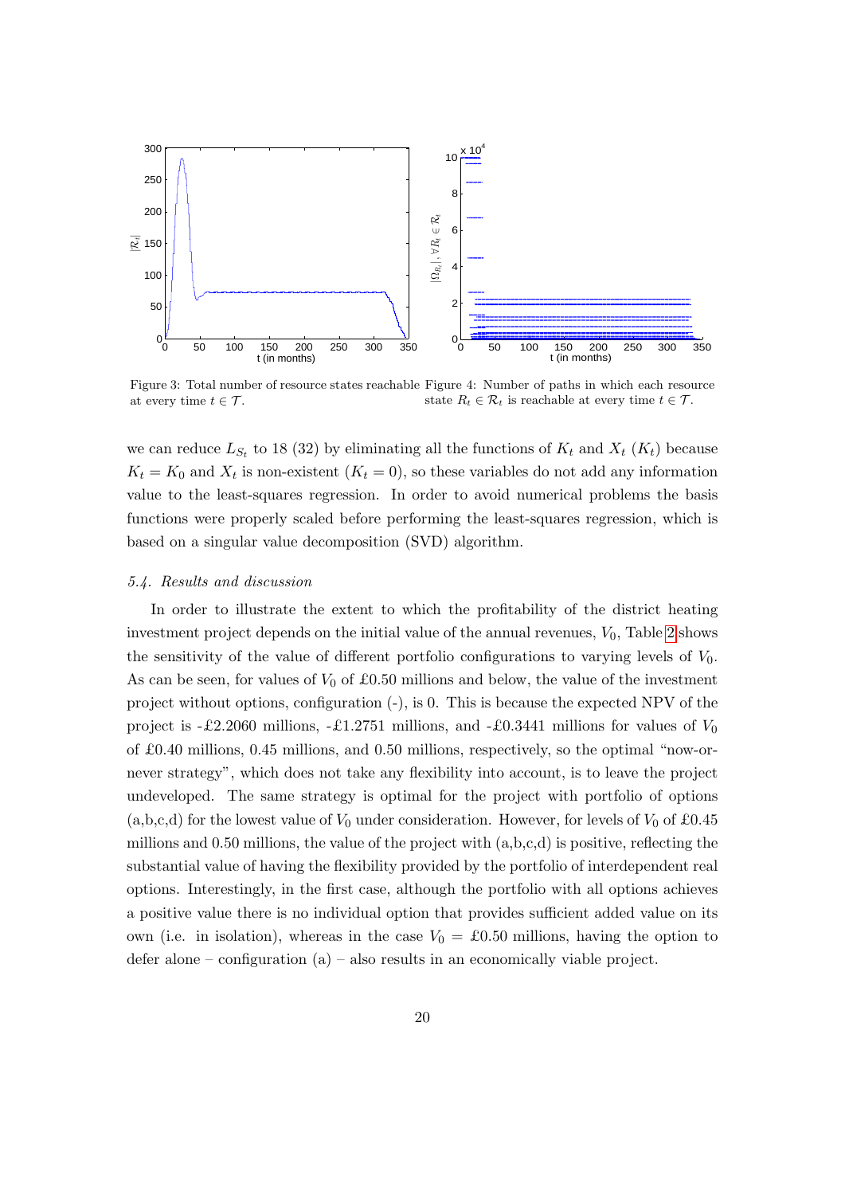Figure 3: Total number of resource states reachable at every time $t \in \mathcal{T}$.

Figure 4: Number of paths in which each resource state $R_t \in \mathcal{R}_t$ is reachable at every time $t \in \mathcal{T}$.

we can reduce $L_{S_t}$ to 18 (32) by eliminating all the functions of $K_t$ and $X_t$ ($K_t$) because $K_t = K_0$ and $X_t$ is non-existent ($K_t = 0$), so these variables do not add any information value to the least-squares regression. In order to avoid numerical problems the basis functions were properly scaled before performing the least-squares regression, which is based on a singular value decomposition (SVD) algorithm.

### *5.4. Results and discussion*

In order to illustrate the extent to which the profitability of the district heating investment project depends on the initial value of the annual revenues, $V_0$, Table 2 shows the sensitivity of the value of different portfolio configurations to varying levels of $V_0$. As can be seen, for values of $V_0$ of £0.50 millions and below, the value of the investment project without options, configuration (-), is 0. This is because the expected NPV of the project is -£2.2060 millions, -£1.2751 millions, and -£0.3441 millions for values of $V_0$ of £0.40 millions, 0.45 millions, and 0.50 millions, respectively, so the optimal "now-or-never strategy", which does not take any flexibility into account, is to leave the project undeveloped. The same strategy is optimal for the project with portfolio of options (a,b,c,d) for the lowest value of $V_0$ under consideration. However, for levels of $V_0$ of £0.45 millions and 0.50 millions, the value of the project with (a,b,c,d) is positive, reflecting the substantial value of having the flexibility provided by the portfolio of interdependent real options. Interestingly, in the first case, although the portfolio with all options achieves a positive value there is no individual option that provides sufficient added value on its own (i.e. in isolation), whereas in the case $V_0$ = £0.50 millions, having the option to defer alone – configuration (a) – also results in an economically viable project.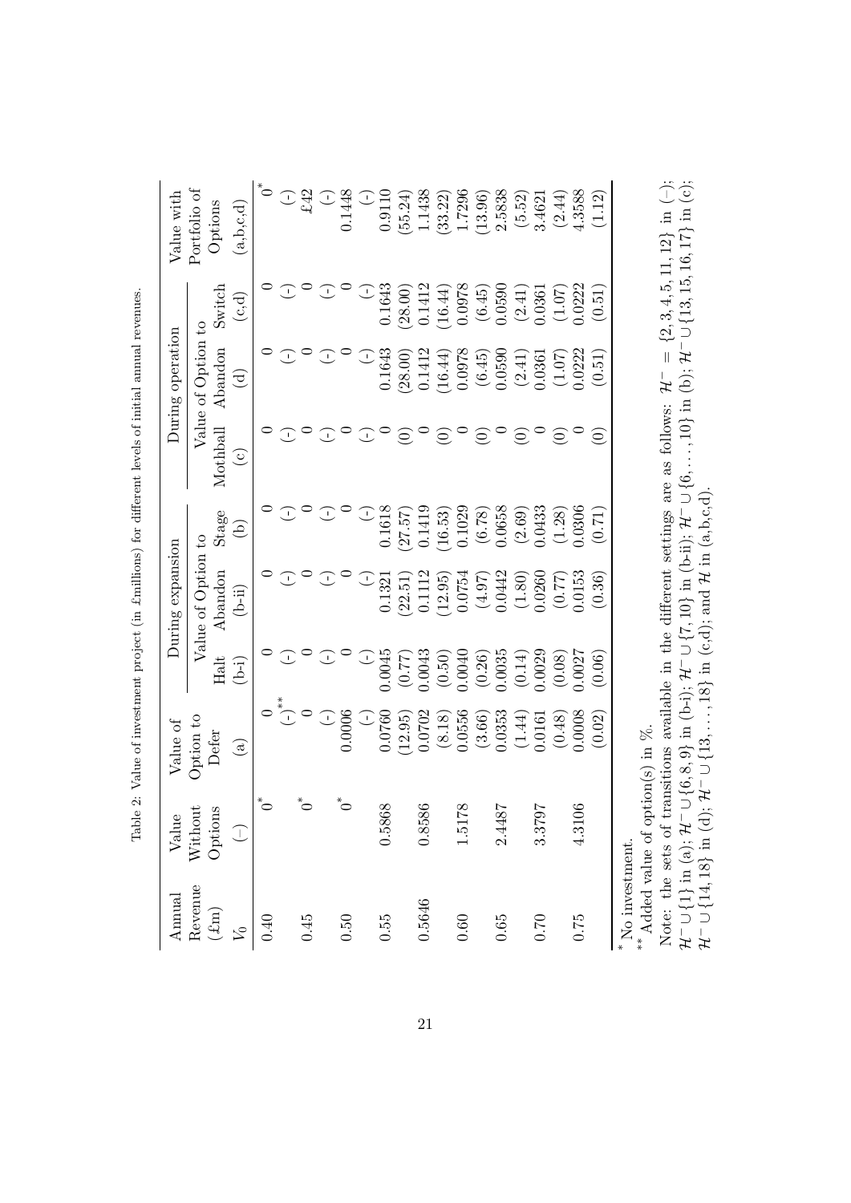Table 2: Value of investment project (in £millions) for different levels of initial annual revenues.

| Annual Revenue (£m) | Value Without Options | Value of Option to Defer | During expansion | | | During operation | | | Value with Portfolio of Options |
|---|---|---|---|---|---|---|---|---|---|
| | | | Value of Option to | | | Value of Option to | | | |
| | | | Halt | Abandon | Stage | Mothball | Abandon | Switch | |
| $V_0$ | (−) | (a) | (b-i) | (b-ii) | (b) | (c) | (d) | (c,d) | (a,b,c,d) |
| 0.40 | 0* | 0 | 0 | 0 | 0 | 0 | 0 | 0 | 0* |
| | | (-)** | (-) | (-) | (-) | (-) | (-) | (-) | (-) |
| 0.45 | 0* | 0 | 0 | 0 | 0 | 0 | 0 | 0 | £42 |
| | | (-) | (-) | (-) | (-) | (-) | (-) | (-) | (-) |
| 0.50 | 0* | 0.0006 | 0 | 0 | 0 | 0 | 0 | 0 | 0.1448 |
| | | (-) | (-) | (-) | (-) | (-) | (-) | (-) | (-) |
| 0.55 | 0.5868 | 0.0760 | 0.0045 | 0.1321 | 0.1618 | 0 | 0.1643 | 0.1643 | 0.9110 |
| | | (12.95) | (0.77) | (22.51) | (27.57) | (0) | (28.00) | (28.00) | (55.24) |
| 0.5646 | 0.8586 | 0.0702 | 0.0043 | 0.1112 | 0.1419 | 0 | 0.1412 | 0.1412 | 1.1438 |
| | | (8.18) | (0.50) | (12.95) | (16.53) | (0) | (16.44) | (16.44) | (33.22) |
| 0.60 | 1.5178 | 0.0556 | 0.0040 | 0.0754 | 0.1029 | 0 | 0.0978 | 0.0978 | 1.7296 |
| | | (3.66) | (0.26) | (4.97) | (6.78) | (0) | (6.45) | (6.45) | (13.96) |
| 0.65 | 2.4487 | 0.0353 | 0.0035 | 0.0442 | 0.0658 | 0 | 0.0590 | 0.0590 | 2.5838 |
| | | (1.44) | (0.14) | (1.80) | (2.69) | (0) | (2.41) | (2.41) | (5.52) |
| 0.70 | 3.3797 | 0.0161 | 0.0029 | 0.0260 | 0.0433 | 0 | 0.0361 | 0.0361 | 3.4621 |
| | | (0.48) | (0.08) | (0.77) | (1.28) | (0) | (1.07) | (1.07) | (2.44) |
| 0.75 | 4.3106 | 0.0008 | 0.0027 | 0.0153 | 0.0306 | 0 | 0.0222 | 0.0222 | 4.3588 |
| | | (0.02) | (0.06) | (0.36) | (0.71) | (0) | (0.51) | (0.51) | (1.12) |

\* No investment.

\*\* Added value of option(s) in %.

Note: the sets of transitions available in the different settings are as follows: $\mathcal{H}^- = \{2,3,4,5,11,12\}$ in (−); $\mathcal{H}^- \cup \{1\}$ in (a); $\mathcal{H}^- \cup \{6,8,9\}$ in (b-i); $\mathcal{H}^- \cup \{7,10\}$ in (b-ii); $\mathcal{H}^- \cup \{6,\ldots,10\}$ in (b); $\mathcal{H}^- \cup \{13,15,16,17\}$ in (c); $\mathcal{H}^- \cup \{14,18\}$ in (d); $\mathcal{H}^- \cup \{13,\ldots,18\}$ in (c,d); and $\mathcal{H}$ in (a,b,c,d).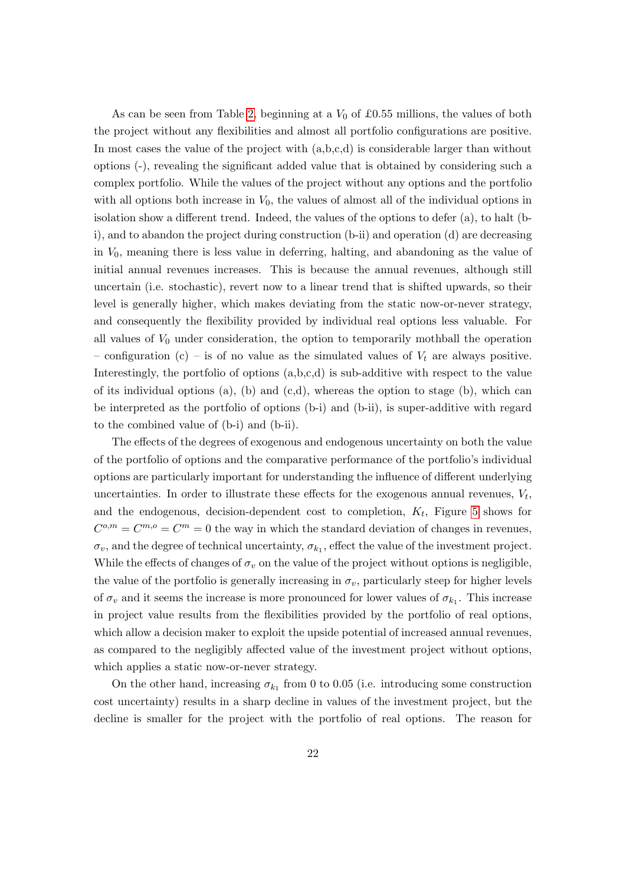As can be seen from Table 2, beginning at a $V_0$ of £0.55 millions, the values of both the project without any flexibilities and almost all portfolio configurations are positive. In most cases the value of the project with (a,b,c,d) is considerable larger than without options (-), revealing the significant added value that is obtained by considering such a complex portfolio. While the values of the project without any options and the portfolio with all options both increase in $V_0$, the values of almost all of the individual options in isolation show a different trend. Indeed, the values of the options to defer (a), to halt (b-i), and to abandon the project during construction (b-ii) and operation (d) are decreasing in $V_0$, meaning there is less value in deferring, halting, and abandoning as the value of initial annual revenues increases. This is because the annual revenues, although still uncertain (i.e. stochastic), revert now to a linear trend that is shifted upwards, so their level is generally higher, which makes deviating from the static now-or-never strategy, and consequently the flexibility provided by individual real options less valuable. For all values of $V_0$ under consideration, the option to temporarily mothball the operation – configuration (c) – is of no value as the simulated values of $V_t$ are always positive. Interestingly, the portfolio of options (a,b,c,d) is sub-additive with respect to the value of its individual options (a), (b) and (c,d), whereas the option to stage (b), which can be interpreted as the portfolio of options (b-i) and (b-ii), is super-additive with regard to the combined value of (b-i) and (b-ii).

The effects of the degrees of exogenous and endogenous uncertainty on both the value of the portfolio of options and the comparative performance of the portfolio's individual options are particularly important for understanding the influence of different underlying uncertainties. In order to illustrate these effects for the exogenous annual revenues, $V_t$, and the endogenous, decision-dependent cost to completion, $K_t$, Figure 5 shows for $C^{o,m} = C^{m,o} = C^m = 0$ the way in which the standard deviation of changes in revenues, $\sigma_v$, and the degree of technical uncertainty, $\sigma_{k_1}$, effect the value of the investment project. While the effects of changes of $\sigma_v$ on the value of the project without options is negligible, the value of the portfolio is generally increasing in $\sigma_v$, particularly steep for higher levels of $\sigma_v$ and it seems the increase is more pronounced for lower values of $\sigma_{k_1}$. This increase in project value results from the flexibilities provided by the portfolio of real options, which allow a decision maker to exploit the upside potential of increased annual revenues, as compared to the negligibly affected value of the investment project without options, which applies a static now-or-never strategy.

On the other hand, increasing $\sigma_{k_1}$ from 0 to 0.05 (i.e. introducing some construction cost uncertainty) results in a sharp decline in values of the investment project, but the decline is smaller for the project with the portfolio of real options. The reason for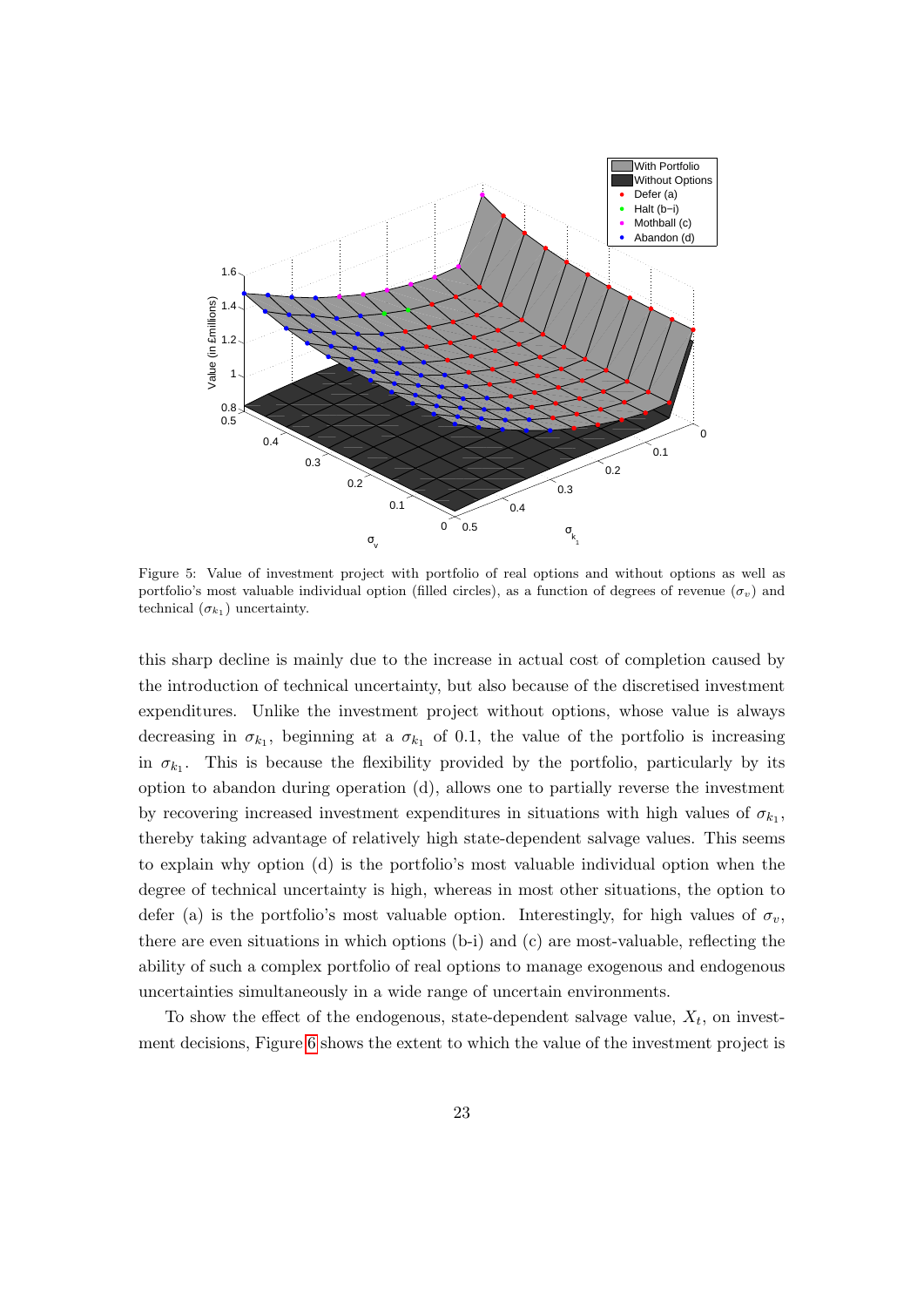Figure 5: Value of investment project with portfolio of real options and without options as well as portfolio's most valuable individual option (filled circles), as a function of degrees of revenue ($\sigma_v$) and technical ($\sigma_{k_1}$) uncertainty.

this sharp decline is mainly due to the increase in actual cost of completion caused by the introduction of technical uncertainty, but also because of the discretised investment expenditures. Unlike the investment project without options, whose value is always decreasing in $\sigma_{k_1}$, beginning at a $\sigma_{k_1}$ of 0.1, the value of the portfolio is increasing in $\sigma_{k_1}$. This is because the flexibility provided by the portfolio, particularly by its option to abandon during operation (d), allows one to partially reverse the investment by recovering increased investment expenditures in situations with high values of $\sigma_{k_1}$, thereby taking advantage of relatively high state-dependent salvage values. This seems to explain why option (d) is the portfolio's most valuable individual option when the degree of technical uncertainty is high, whereas in most other situations, the option to defer (a) is the portfolio's most valuable option. Interestingly, for high values of $\sigma_v$, there are even situations in which options (b-i) and (c) are most-valuable, reflecting the ability of such a complex portfolio of real options to manage exogenous and endogenous uncertainties simultaneously in a wide range of uncertain environments.

To show the effect of the endogenous, state-dependent salvage value, $X_t$, on investment decisions, Figure 6 shows the extent to which the value of the investment project is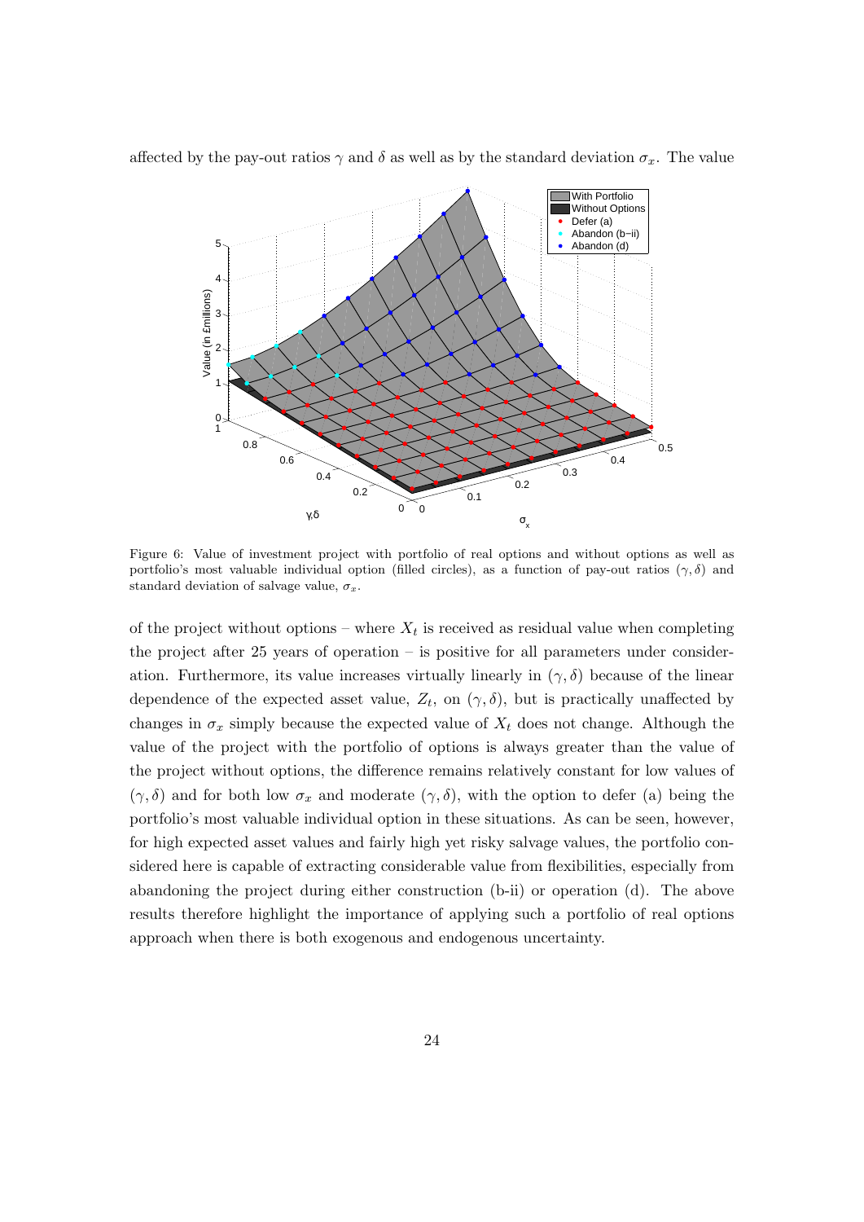affected by the pay-out ratios $\gamma$ and $\delta$ as well as by the standard deviation $\sigma_x$. The value

Figure 6: Value of investment project with portfolio of real options and without options as well as portfolio's most valuable individual option (filled circles), as a function of pay-out ratios $(\gamma, \delta)$ and standard deviation of salvage value, $\sigma_x$.

of the project without options – where $X_t$ is received as residual value when completing the project after 25 years of operation – is positive for all parameters under consideration. Furthermore, its value increases virtually linearly in $(\gamma, \delta)$ because of the linear dependence of the expected asset value, $Z_t$, on $(\gamma, \delta)$, but is practically unaffected by changes in $\sigma_x$ simply because the expected value of $X_t$ does not change. Although the value of the project with the portfolio of options is always greater than the value of the project without options, the difference remains relatively constant for low values of $(\gamma, \delta)$ and for both low $\sigma_x$ and moderate $(\gamma, \delta)$, with the option to defer (a) being the portfolio's most valuable individual option in these situations. As can be seen, however, for high expected asset values and fairly high yet risky salvage values, the portfolio considered here is capable of extracting considerable value from flexibilities, especially from abandoning the project during either construction (b-ii) or operation (d). The above results therefore highlight the importance of applying such a portfolio of real options approach when there is both exogenous and endogenous uncertainty.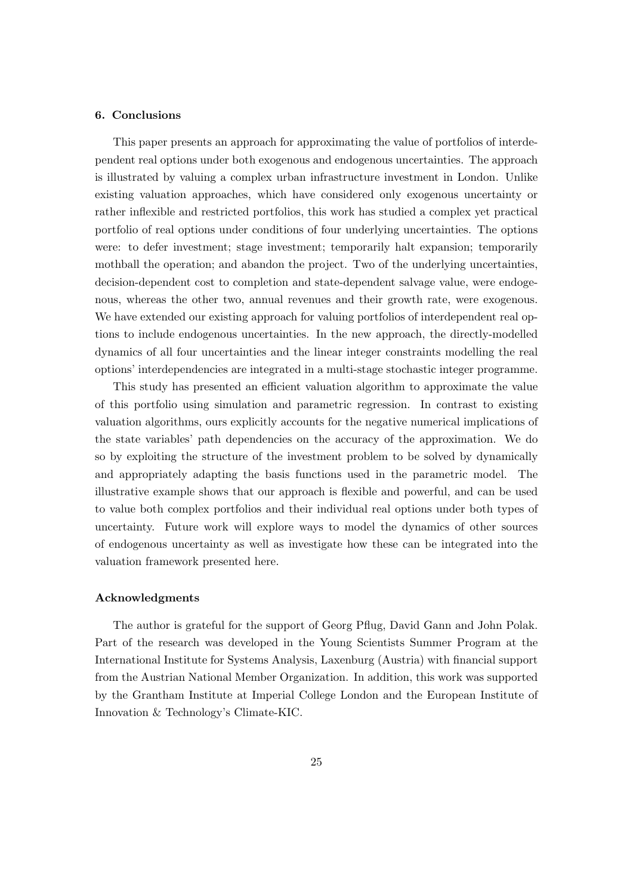## 6. Conclusions

This paper presents an approach for approximating the value of portfolios of interdependent real options under both exogenous and endogenous uncertainties. The approach is illustrated by valuing a complex urban infrastructure investment in London. Unlike existing valuation approaches, which have considered only exogenous uncertainty or rather inflexible and restricted portfolios, this work has studied a complex yet practical portfolio of real options under conditions of four underlying uncertainties. The options were: to defer investment; stage investment; temporarily halt expansion; temporarily mothball the operation; and abandon the project. Two of the underlying uncertainties, decision-dependent cost to completion and state-dependent salvage value, were endogenous, whereas the other two, annual revenues and their growth rate, were exogenous. We have extended our existing approach for valuing portfolios of interdependent real options to include endogenous uncertainties. In the new approach, the directly-modelled dynamics of all four uncertainties and the linear integer constraints modelling the real options' interdependencies are integrated in a multi-stage stochastic integer programme.

This study has presented an efficient valuation algorithm to approximate the value of this portfolio using simulation and parametric regression. In contrast to existing valuation algorithms, ours explicitly accounts for the negative numerical implications of the state variables' path dependencies on the accuracy of the approximation. We do so by exploiting the structure of the investment problem to be solved by dynamically and appropriately adapting the basis functions used in the parametric model. The illustrative example shows that our approach is flexible and powerful, and can be used to value both complex portfolios and their individual real options under both types of uncertainty. Future work will explore ways to model the dynamics of other sources of endogenous uncertainty as well as investigate how these can be integrated into the valuation framework presented here.

### Acknowledgments

The author is grateful for the support of Georg Pflug, David Gann and John Polak. Part of the research was developed in the Young Scientists Summer Program at the International Institute for Systems Analysis, Laxenburg (Austria) with financial support from the Austrian National Member Organization. In addition, this work was supported by the Grantham Institute at Imperial College London and the European Institute of Innovation & Technology's Climate-KIC.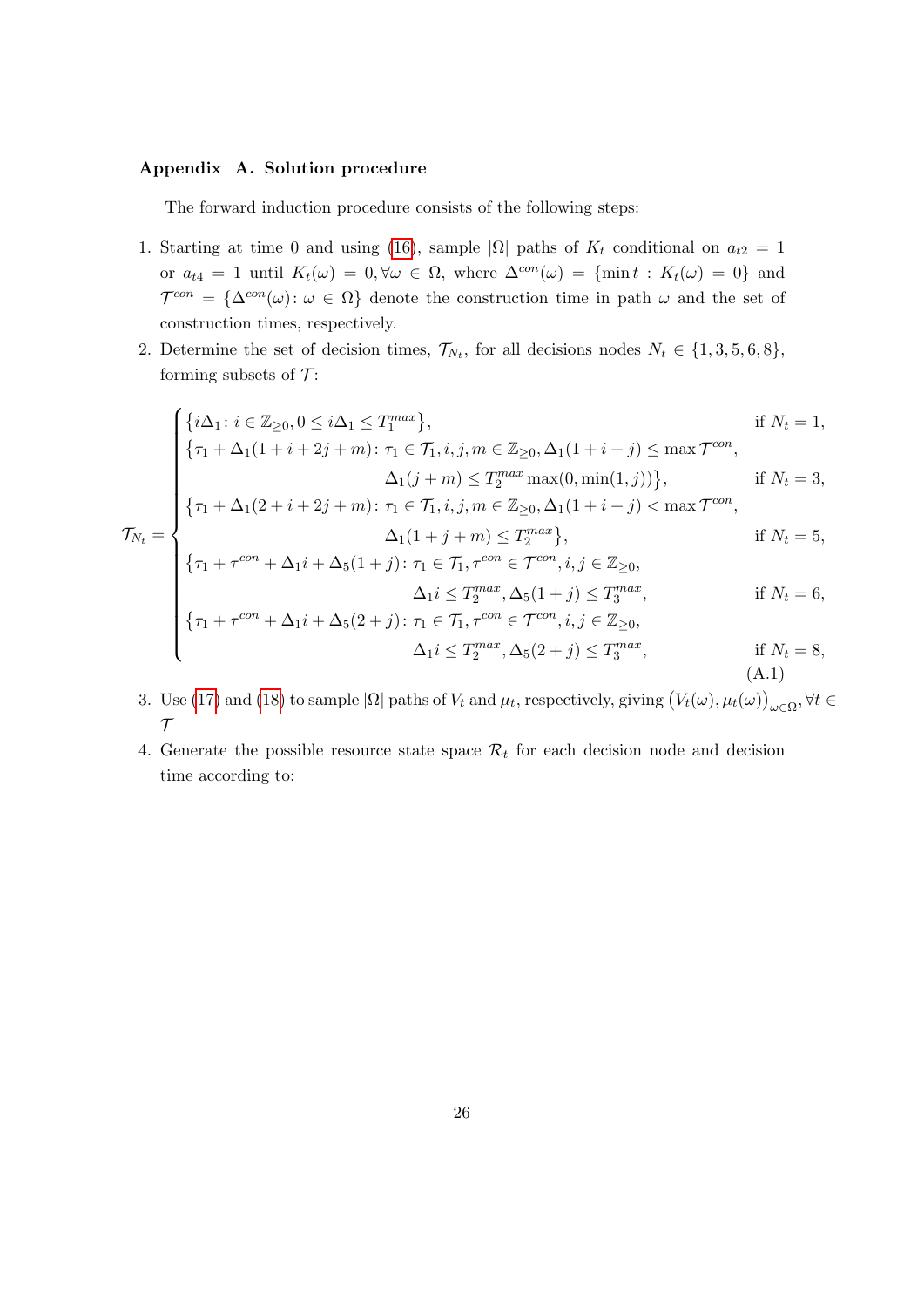### Appendix A. Solution procedure

The forward induction procedure consists of the following steps:

1. Starting at time 0 and using (16), sample $|\Omega|$ paths of $K_t$ conditional on $a_{t2} = 1$ or $a_{t4} = 1$ until $K_t(\omega) = 0, \forall \omega \in \Omega$, where $\Delta^{con}(\omega) = \{\min t : K_t(\omega) = 0\}$ and $\mathcal{T}^{con} = \{\Delta^{con}(\omega) : \omega \in \Omega\}$ denote the construction time in path $\omega$ and the set of construction times, respectively.
2. Determine the set of decision times, $\mathcal{T}_{N_t}$, for all decisions nodes $N_t \in \{1, 3, 5, 6, 8\}$, forming subsets of $\mathcal{T}$:

$$
\mathcal{T}_{N_t} = \begin{cases}
\{i\Delta_1 : i \in \mathbb{Z}_{\geq 0}, 0 \leq i\Delta_1 \leq T_1^{max}\}, & \text{if } N_t = 1, \\
\{\tau_1 + \Delta_1(1 + i + 2j + m) : \tau_1 \in \mathcal{T}_1, i, j, m \in \mathbb{Z}_{\geq 0}, \Delta_1(1 + i + j) \leq \max \mathcal{T}^{con}, & \\
\qquad \Delta_1(j + m) \leq T_2^{max} \max(0, \min(1, j))\}, & \text{if } N_t = 3, \\
\{\tau_1 + \Delta_1(2 + i + 2j + m) : \tau_1 \in \mathcal{T}_1, i, j, m \in \mathbb{Z}_{\geq 0}, \Delta_1(1 + i + j) < \max \mathcal{T}^{con}, & \\
\qquad \Delta_1(1 + j + m) \leq T_2^{max}\}, & \text{if } N_t = 5, \\
\{\tau_1 + \tau^{con} + \Delta_1 i + \Delta_5(1 + j) : \tau_1 \in \mathcal{T}_1, \tau^{con} \in \mathcal{T}^{con}, i, j \in \mathbb{Z}_{\geq 0}, & \\
\qquad \Delta_1 i \leq T_2^{max}, \Delta_5(1 + j) \leq T_3^{max}, & \text{if } N_t = 6, \\
\{\tau_1 + \tau^{con} + \Delta_1 i + \Delta_5(2 + j) : \tau_1 \in \mathcal{T}_1, \tau^{con} \in \mathcal{T}^{con}, i, j \in \mathbb{Z}_{\geq 0}, & \\
\qquad \Delta_1 i \leq T_2^{max}, \Delta_5(2 + j) \leq T_3^{max}, & \text{if } N_t = 8,
\end{cases}
\tag{A.1}
$$

3. Use (17) and (18) to sample $|\Omega|$ paths of $V_t$ and $\mu_t$, respectively, giving $\big(V_t(\omega), \mu_t(\omega)\big)_{\omega \in \Omega}, \forall t \in \mathcal{T}$
4. Generate the possible resource state space $\mathcal{R}_t$ for each decision node and decision time according to: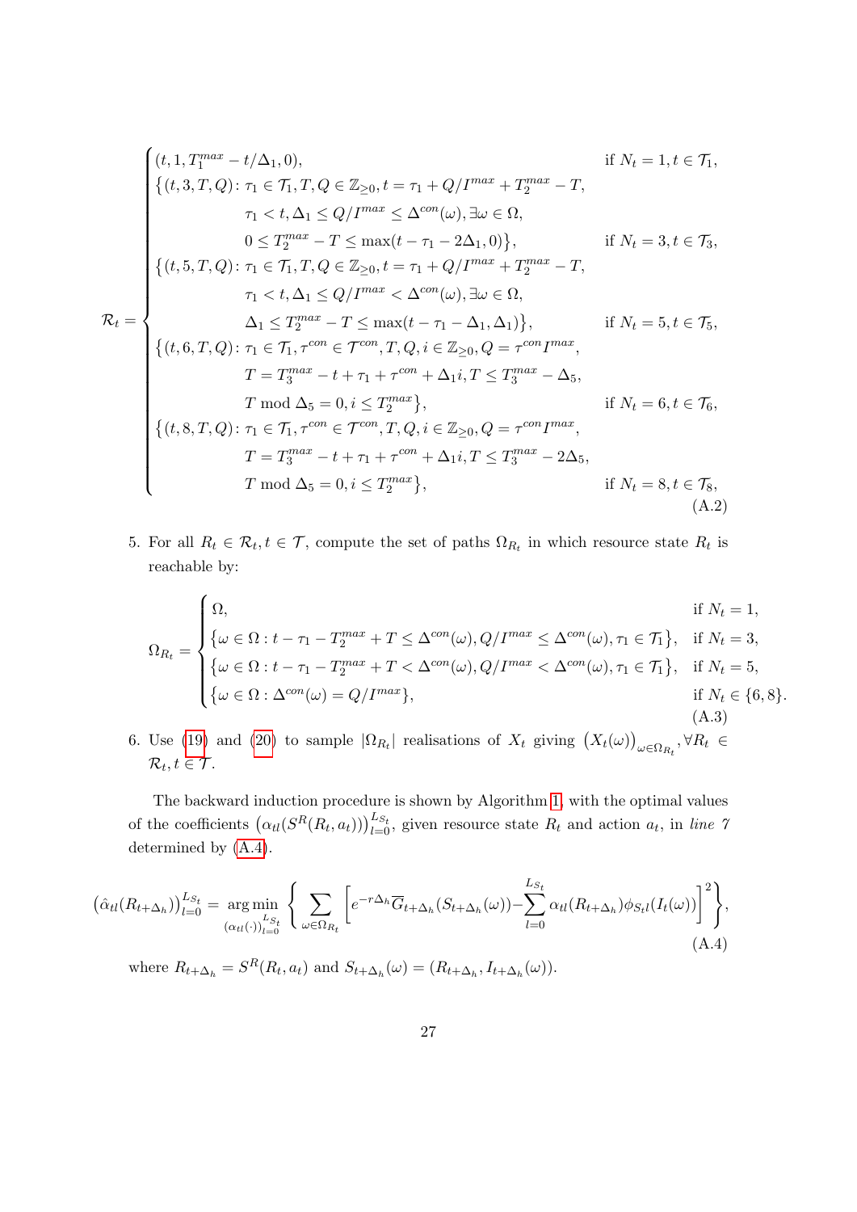$$
\mathcal{R}_t = \begin{cases}
(t, 1, T_1^{max} - t/\Delta_1, 0), & \text{if } N_t = 1, t \in \mathcal{T}_1, \\
\big\{(t, 3, T, Q) \colon \tau_1 \in \mathcal{T}_1, T, Q \in \mathbb{Z}_{\geq 0}, t = \tau_1 + Q/I^{max} + T_2^{max} - T, \\
\qquad \tau_1 < t, \Delta_1 \leq Q/I^{max} \leq \Delta^{con}(\omega), \exists \omega \in \Omega, \\
\qquad 0 \leq T_2^{max} - T \leq \max(t - \tau_1 - 2\Delta_1, 0)\big\}, & \text{if } N_t = 3, t \in \mathcal{T}_3, \\
\big\{(t, 5, T, Q) \colon \tau_1 \in \mathcal{T}_1, T, Q \in \mathbb{Z}_{\geq 0}, t = \tau_1 + Q/I^{max} + T_2^{max} - T, \\
\qquad \tau_1 < t, \Delta_1 \leq Q/I^{max} < \Delta^{con}(\omega), \exists \omega \in \Omega, \\
\qquad \Delta_1 \leq T_2^{max} - T \leq \max(t - \tau_1 - \Delta_1, \Delta_1)\big\}, & \text{if } N_t = 5, t \in \mathcal{T}_5, \\
\big\{(t, 6, T, Q) \colon \tau_1 \in \mathcal{T}_1, \tau^{con} \in \mathcal{T}^{con}, T, Q, i \in \mathbb{Z}_{\geq 0}, Q = \tau^{con} I^{max}, \\
\qquad T = T_3^{max} - t + \tau_1 + \tau^{con} + \Delta_1 i, T \leq T_3^{max} - \Delta_5, \\
\qquad T \bmod \Delta_5 = 0, i \leq T_2^{max}\big\}, & \text{if } N_t = 6, t \in \mathcal{T}_6, \\
\big\{(t, 8, T, Q) \colon \tau_1 \in \mathcal{T}_1, \tau^{con} \in \mathcal{T}^{con}, T, Q, i \in \mathbb{Z}_{\geq 0}, Q = \tau^{con} I^{max}, \\
\qquad T = T_3^{max} - t + \tau_1 + \tau^{con} + \Delta_1 i, T \leq T_3^{max} - 2\Delta_5, \\
\qquad T \bmod \Delta_5 = 0, i \leq T_2^{max}\big\}, & \text{if } N_t = 8, t \in \mathcal{T}_8,
\end{cases}
\tag{A.2}
$$

5. For all $R_t \in \mathcal{R}_t, t \in \mathcal{T}$, compute the set of paths $\Omega_{R_t}$ in which resource state $R_t$ is reachable by:

$$
\Omega_{R_t} = \begin{cases}
\Omega, & \text{if } N_t = 1, \\
\big\{\omega \in \Omega : t - \tau_1 - T_2^{max} + T \leq \Delta^{con}(\omega), Q/I^{max} \leq \Delta^{con}(\omega), \tau_1 \in \mathcal{T}_1\big\}, & \text{if } N_t = 3, \\
\big\{\omega \in \Omega : t - \tau_1 - T_2^{max} + T < \Delta^{con}(\omega), Q/I^{max} < \Delta^{con}(\omega), \tau_1 \in \mathcal{T}_1\big\}, & \text{if } N_t = 5, \\
\big\{\omega \in \Omega : \Delta^{con}(\omega) = Q/I^{max}\big\}, & \text{if } N_t \in \{6, 8\}.
\end{cases}
\tag{A.3}
$$

6. Use (19) and (20) to sample $|\Omega_{R_t}|$ realisations of $X_t$ giving $\big(X_t(\omega)\big)_{\omega \in \Omega_{R_t}}, \forall R_t \in \mathcal{R}_t, t \in \mathcal{T}$.

The backward induction procedure is shown by Algorithm 1, with the optimal values of the coefficients $\big(\alpha_{tl}(S^R(R_t, a_t))\big)_{l=0}^{L_{S_t}}$, given resource state $R_t$ and action $a_t$, in *line 7* determined by (A.4).

$$
\big(\hat{\alpha}_{tl}(R_{t+\Delta_h})\big)_{l=0}^{L_{S_t}} = \underset{(\alpha_{tl}(\cdot))_{l=0}^{L_{S_t}}}{\arg\min} \left\{ \sum_{\omega \in \Omega_{R_t}} \left[ e^{-r\Delta_h} \overline{G}_{t+\Delta_h}(S_{t+\Delta_h}(\omega)) - \sum_{l=0}^{L_{S_t}} \alpha_{tl}(R_{t+\Delta_h}) \phi_{S_t l}(I_t(\omega)) \right]^2 \right\},
\tag{A.4}
$$

where $R_{t+\Delta_h} = S^R(R_t, a_t)$ and $S_{t+\Delta_h}(\omega) = (R_{t+\Delta_h}, I_{t+\Delta_h}(\omega))$.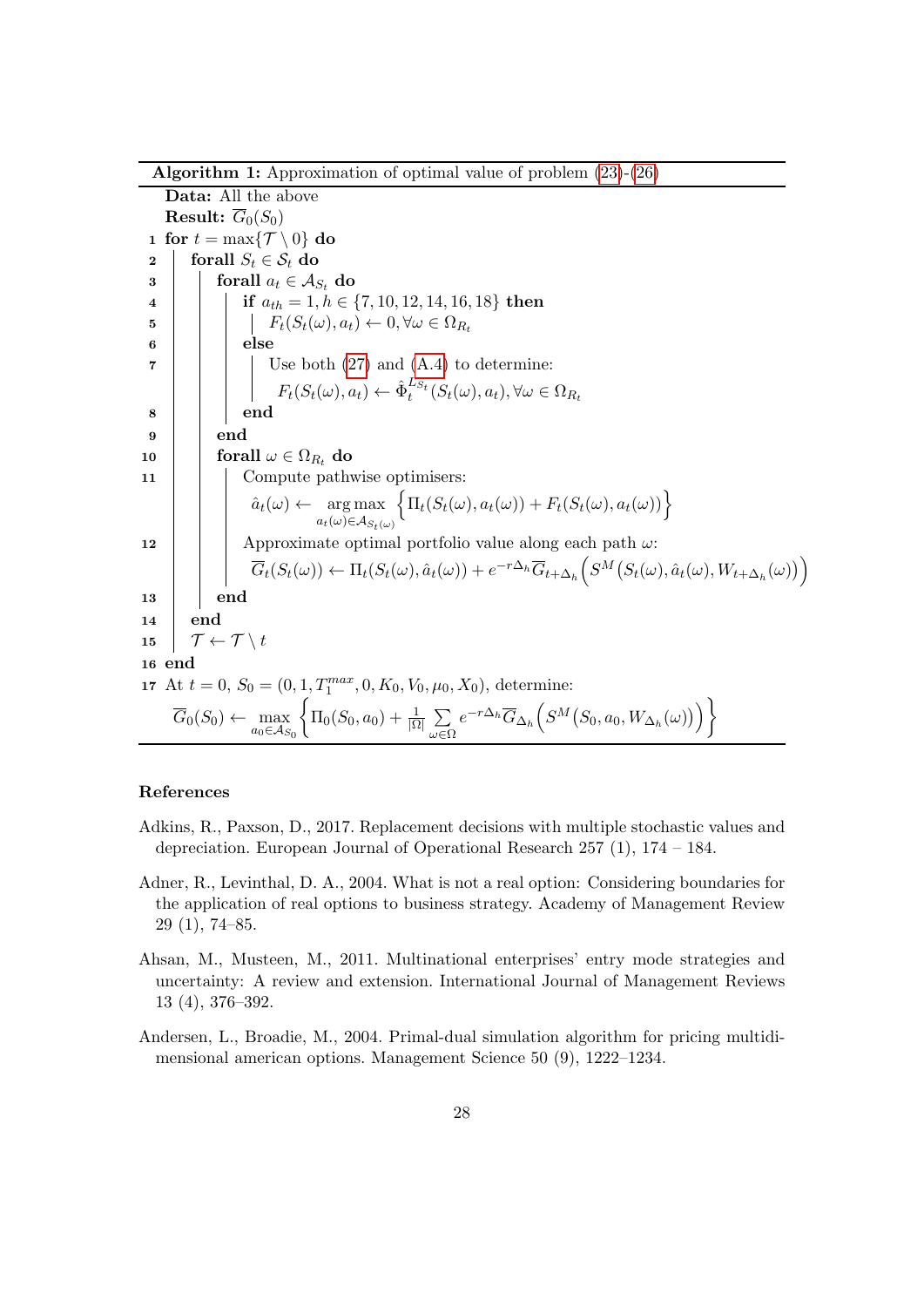**Algorithm 1:** Approximation of optimal value of problem (23)-(26)

```
    Data: All the above
    Result: G̅_0(S_0)
 1  for t = max{T \ 0} do
 2      forall S_t ∈ S_t do
 3          forall a_t ∈ A_{S_t} do
 4              if a_{th} = 1, h ∈ {7, 10, 12, 14, 16, 18} then
 5                  F_t(S_t(ω), a_t) ← 0, ∀ω ∈ Ω_{R_t}
 6              else
 7                  Use both (27) and (A.4) to determine:
                    F_t(S_t(ω), a_t) ← Φ̂_t^{L S_t}(S_t(ω), a_t), ∀ω ∈ Ω_{R_t}
 8              end
 9          end
10          forall ω ∈ Ω_{R_t} do
11              Compute pathwise optimisers:
                â_t(ω) ← argmax_{a_t(ω) ∈ A_{S_t(ω)}} { Π_t(S_t(ω), a_t(ω)) + F_t(S_t(ω), a_t(ω)) }
12              Approximate optimal portfolio value along each path ω:
                G̅_t(S_t(ω)) ← Π_t(S_t(ω), â_t(ω)) + e^{-rΔ_h} G̅_{t+Δ_h}( S^M(S_t(ω), â_t(ω), W_{t+Δ_h}(ω)) )
13          end
14      end
15      T ← T \ t
16  end
17  At t = 0, S_0 = (0, 1, T_1^{max}, 0, K_0, V_0, μ_0, X_0), determine:
    G̅_0(S_0) ← max_{a_0 ∈ A_{S_0}} { Π_0(S_0, a_0) + (1/|Ω|) Σ_{ω∈Ω} e^{-rΔ_h} G̅_{Δ_h}( S^M(S_0, a_0, W_{Δ_h}(ω)) ) }
```

Line 5: $F_t(S_t(\omega), a_t) \leftarrow 0, \forall \omega \in \Omega_{R_t}$

Line 7: $F_t(S_t(\omega), a_t) \leftarrow \hat{\Phi}_t^{L S_t}(S_t(\omega), a_t), \forall \omega \in \Omega_{R_t}$

Line 11: $$\hat{a}_t(\omega) \leftarrow \underset{a_t(\omega) \in \mathcal{A}_{S_t(\omega)}}{\arg\max} \Big\{ \Pi_t(S_t(\omega), a_t(\omega)) + F_t(S_t(\omega), a_t(\omega)) \Big\}$$

Line 12: $$\overline{G}_t(S_t(\omega)) \leftarrow \Pi_t(S_t(\omega), \hat{a}_t(\omega)) + e^{-r\Delta_h} \overline{G}_{t+\Delta_h}\Big( S^M\big(S_t(\omega), \hat{a}_t(\omega), W_{t+\Delta_h}(\omega)\big) \Big)$$

Line 17: At $t = 0$, $S_0 = (0, 1, T_1^{max}, 0, K_0, V_0, \mu_0, X_0)$, determine:
$$\overline{G}_0(S_0) \leftarrow \max_{a_0 \in \mathcal{A}_{S_0}} \Big\{ \Pi_0(S_0, a_0) + \frac{1}{|\Omega|} \sum_{\omega \in \Omega} e^{-r\Delta_h} \overline{G}_{\Delta_h}\Big( S^M\big(S_0, a_0, W_{\Delta_h}(\omega)\big) \Big) \Big\}$$

## References

Adkins, R., Paxson, D., 2017. Replacement decisions with multiple stochastic values and depreciation. European Journal of Operational Research 257 (1), 174 – 184.

Adner, R., Levinthal, D. A., 2004. What is not a real option: Considering boundaries for the application of real options to business strategy. Academy of Management Review 29 (1), 74–85.

Ahsan, M., Musteen, M., 2011. Multinational enterprises' entry mode strategies and uncertainty: A review and extension. International Journal of Management Reviews 13 (4), 376–392.

Andersen, L., Broadie, M., 2004. Primal-dual simulation algorithm for pricing multidimensional american options. Management Science 50 (9), 1222–1234.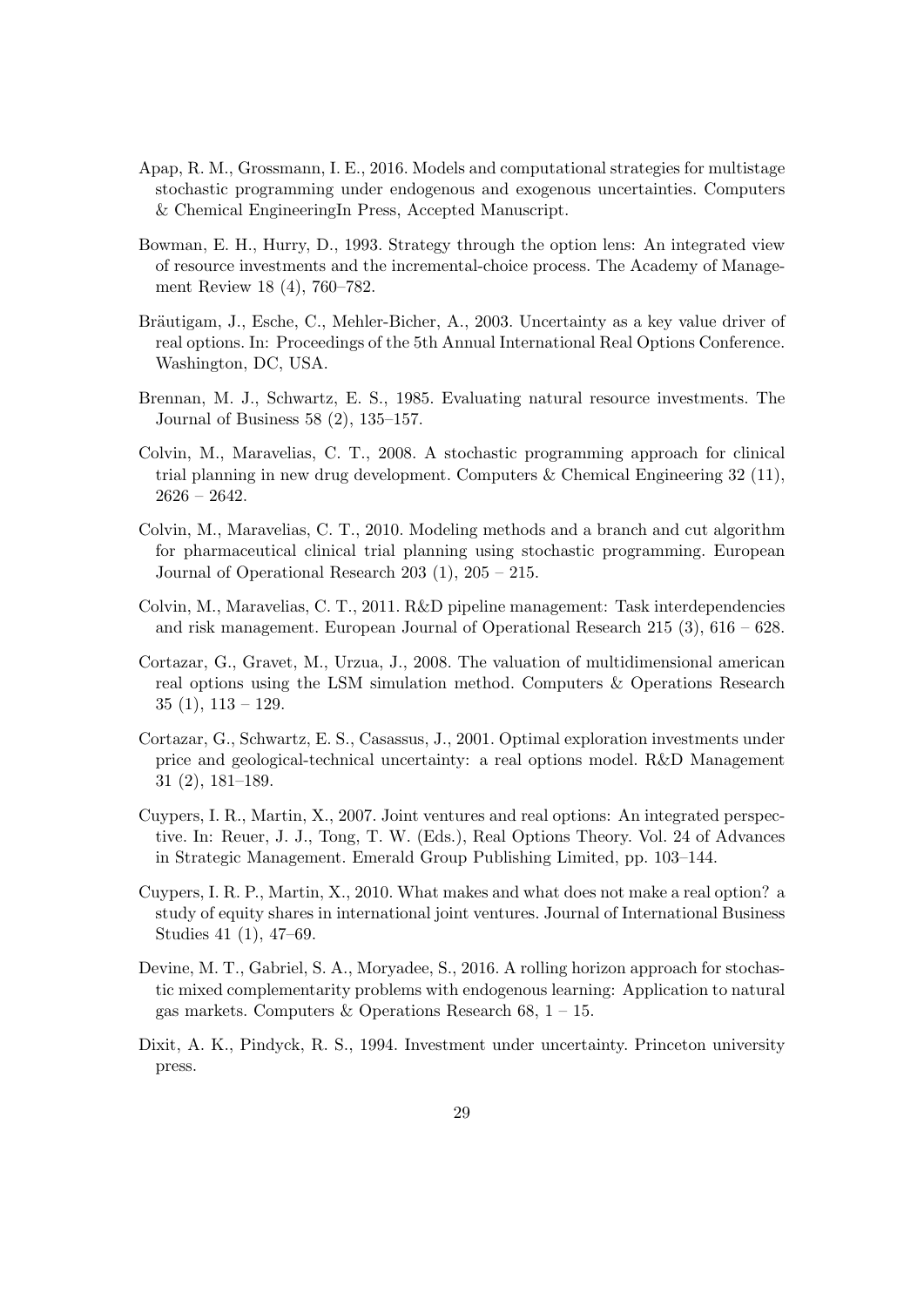Apap, R. M., Grossmann, I. E., 2016. Models and computational strategies for multistage stochastic programming under endogenous and exogenous uncertainties. Computers & Chemical EngineeringIn Press, Accepted Manuscript.

Bowman, E. H., Hurry, D., 1993. Strategy through the option lens: An integrated view of resource investments and the incremental-choice process. The Academy of Management Review 18 (4), 760–782.

Bräutigam, J., Esche, C., Mehler-Bicher, A., 2003. Uncertainty as a key value driver of real options. In: Proceedings of the 5th Annual International Real Options Conference. Washington, DC, USA.

Brennan, M. J., Schwartz, E. S., 1985. Evaluating natural resource investments. The Journal of Business 58 (2), 135–157.

Colvin, M., Maravelias, C. T., 2008. A stochastic programming approach for clinical trial planning in new drug development. Computers & Chemical Engineering 32 (11), 2626 – 2642.

Colvin, M., Maravelias, C. T., 2010. Modeling methods and a branch and cut algorithm for pharmaceutical clinical trial planning using stochastic programming. European Journal of Operational Research 203 (1), 205 – 215.

Colvin, M., Maravelias, C. T., 2011. R&D pipeline management: Task interdependencies and risk management. European Journal of Operational Research 215 (3), 616 – 628.

Cortazar, G., Gravet, M., Urzua, J., 2008. The valuation of multidimensional american real options using the LSM simulation method. Computers & Operations Research 35 (1), 113 – 129.

Cortazar, G., Schwartz, E. S., Casassus, J., 2001. Optimal exploration investments under price and geological-technical uncertainty: a real options model. R&D Management 31 (2), 181–189.

Cuypers, I. R., Martin, X., 2007. Joint ventures and real options: An integrated perspective. In: Reuer, J. J., Tong, T. W. (Eds.), Real Options Theory. Vol. 24 of Advances in Strategic Management. Emerald Group Publishing Limited, pp. 103–144.

Cuypers, I. R. P., Martin, X., 2010. What makes and what does not make a real option? a study of equity shares in international joint ventures. Journal of International Business Studies 41 (1), 47–69.

Devine, M. T., Gabriel, S. A., Moryadee, S., 2016. A rolling horizon approach for stochastic mixed complementarity problems with endogenous learning: Application to natural gas markets. Computers & Operations Research 68, 1 – 15.

Dixit, A. K., Pindyck, R. S., 1994. Investment under uncertainty. Princeton university press.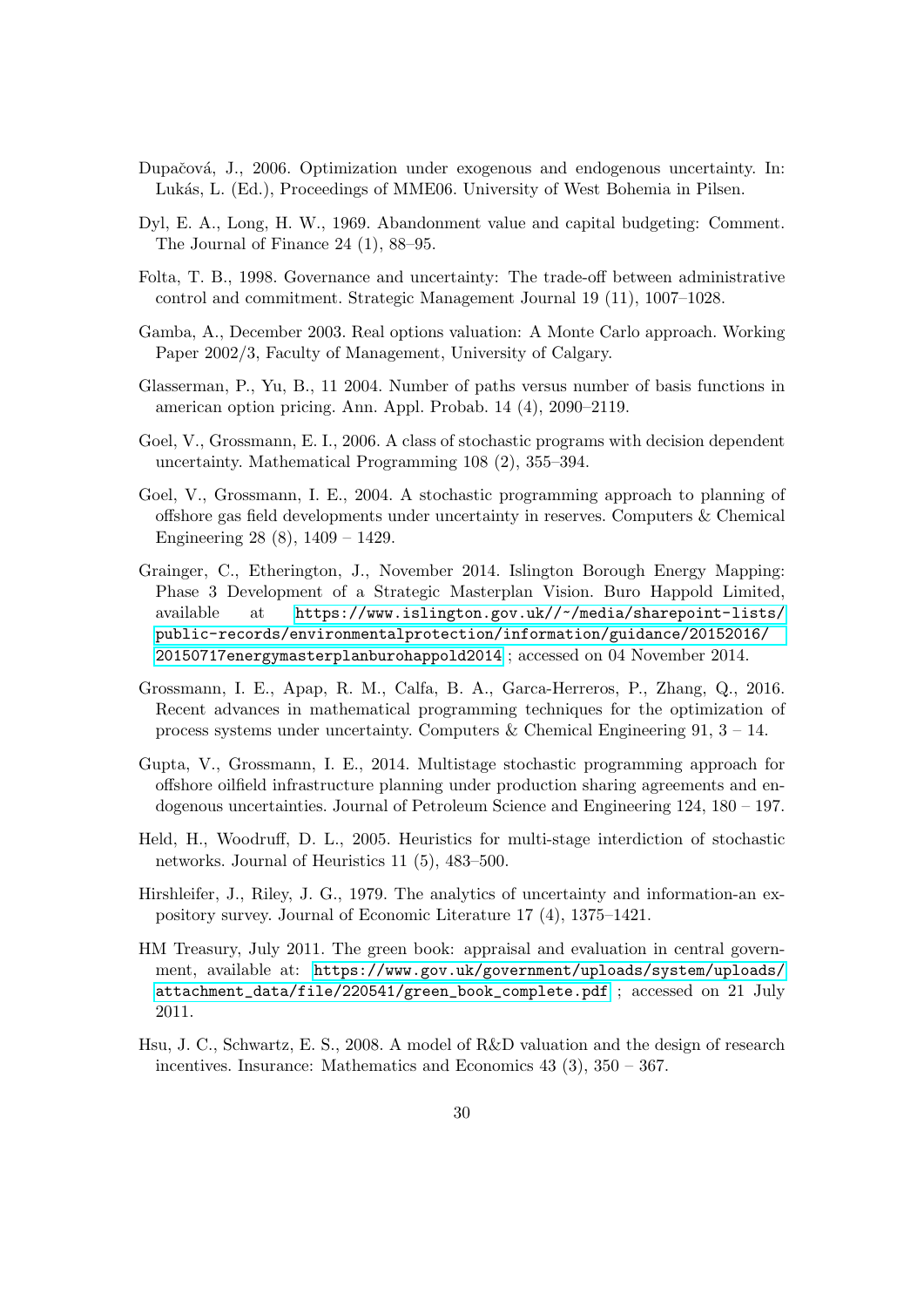Dupačová, J., 2006. Optimization under exogenous and endogenous uncertainty. In: Lukás, L. (Ed.), Proceedings of MME06. University of West Bohemia in Pilsen.

Dyl, E. A., Long, H. W., 1969. Abandonment value and capital budgeting: Comment. The Journal of Finance 24 (1), 88–95.

Folta, T. B., 1998. Governance and uncertainty: The trade-off between administrative control and commitment. Strategic Management Journal 19 (11), 1007–1028.

Gamba, A., December 2003. Real options valuation: A Monte Carlo approach. Working Paper 2002/3, Faculty of Management, University of Calgary.

Glasserman, P., Yu, B., 11 2004. Number of paths versus number of basis functions in american option pricing. Ann. Appl. Probab. 14 (4), 2090–2119.

Goel, V., Grossmann, E. I., 2006. A class of stochastic programs with decision dependent uncertainty. Mathematical Programming 108 (2), 355–394.

Goel, V., Grossmann, I. E., 2004. A stochastic programming approach to planning of offshore gas field developments under uncertainty in reserves. Computers & Chemical Engineering 28 (8), 1409 – 1429.

Grainger, C., Etherington, J., November 2014. Islington Borough Energy Mapping: Phase 3 Development of a Strategic Masterplan Vision. Buro Happold Limited, available at https://www.islington.gov.uk//~/media/sharepoint-lists/public-records/environmentalprotection/information/guidance/20152016/20150717energymasterplanburohappold2014 ; accessed on 04 November 2014.

Grossmann, I. E., Apap, R. M., Calfa, B. A., Garca-Herreros, P., Zhang, Q., 2016. Recent advances in mathematical programming techniques for the optimization of process systems under uncertainty. Computers & Chemical Engineering 91, 3 – 14.

Gupta, V., Grossmann, I. E., 2014. Multistage stochastic programming approach for offshore oilfield infrastructure planning under production sharing agreements and endogenous uncertainties. Journal of Petroleum Science and Engineering 124, 180 – 197.

Held, H., Woodruff, D. L., 2005. Heuristics for multi-stage interdiction of stochastic networks. Journal of Heuristics 11 (5), 483–500.

Hirshleifer, J., Riley, J. G., 1979. The analytics of uncertainty and information-an expository survey. Journal of Economic Literature 17 (4), 1375–1421.

HM Treasury, July 2011. The green book: appraisal and evaluation in central government, available at: https://www.gov.uk/government/uploads/system/uploads/attachment_data/file/220541/green_book_complete.pdf ; accessed on 21 July 2011.

Hsu, J. C., Schwartz, E. S., 2008. A model of R&D valuation and the design of research incentives. Insurance: Mathematics and Economics 43 (3), 350 – 367.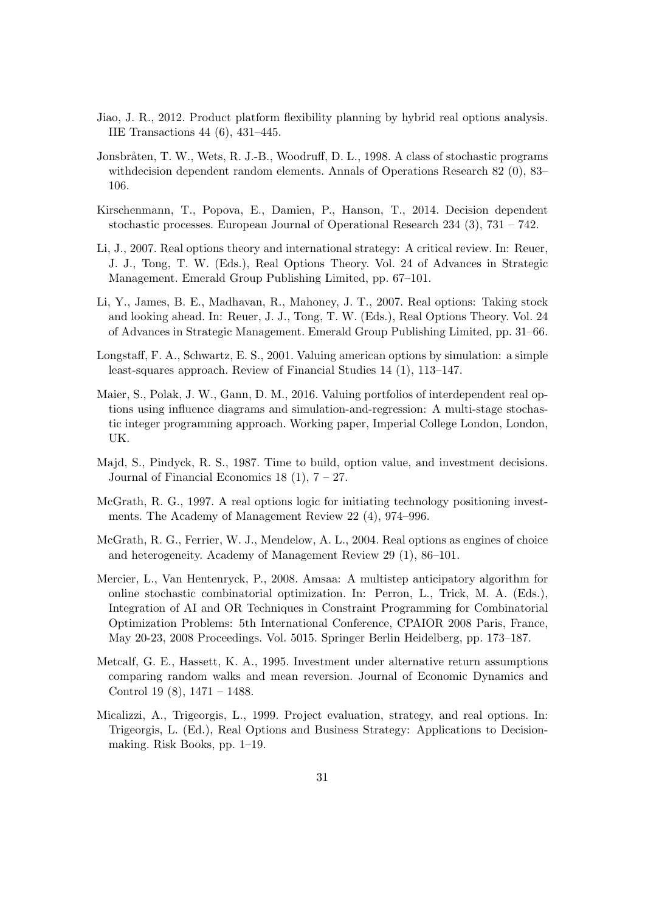Jiao, J. R., 2012. Product platform flexibility planning by hybrid real options analysis. IIE Transactions 44 (6), 431–445.

Jonsbråten, T. W., Wets, R. J.-B., Woodruff, D. L., 1998. A class of stochastic programs withdecision dependent random elements. Annals of Operations Research 82 (0), 83–106.

Kirschenmann, T., Popova, E., Damien, P., Hanson, T., 2014. Decision dependent stochastic processes. European Journal of Operational Research 234 (3), 731 – 742.

Li, J., 2007. Real options theory and international strategy: A critical review. In: Reuer, J. J., Tong, T. W. (Eds.), Real Options Theory. Vol. 24 of Advances in Strategic Management. Emerald Group Publishing Limited, pp. 67–101.

Li, Y., James, B. E., Madhavan, R., Mahoney, J. T., 2007. Real options: Taking stock and looking ahead. In: Reuer, J. J., Tong, T. W. (Eds.), Real Options Theory. Vol. 24 of Advances in Strategic Management. Emerald Group Publishing Limited, pp. 31–66.

Longstaff, F. A., Schwartz, E. S., 2001. Valuing american options by simulation: a simple least-squares approach. Review of Financial Studies 14 (1), 113–147.

Maier, S., Polak, J. W., Gann, D. M., 2016. Valuing portfolios of interdependent real options using influence diagrams and simulation-and-regression: A multi-stage stochastic integer programming approach. Working paper, Imperial College London, London, UK.

Majd, S., Pindyck, R. S., 1987. Time to build, option value, and investment decisions. Journal of Financial Economics 18 (1), 7 – 27.

McGrath, R. G., 1997. A real options logic for initiating technology positioning investments. The Academy of Management Review 22 (4), 974–996.

McGrath, R. G., Ferrier, W. J., Mendelow, A. L., 2004. Real options as engines of choice and heterogeneity. Academy of Management Review 29 (1), 86–101.

Mercier, L., Van Hentenryck, P., 2008. Amsaa: A multistep anticipatory algorithm for online stochastic combinatorial optimization. In: Perron, L., Trick, M. A. (Eds.), Integration of AI and OR Techniques in Constraint Programming for Combinatorial Optimization Problems: 5th International Conference, CPAIOR 2008 Paris, France, May 20-23, 2008 Proceedings. Vol. 5015. Springer Berlin Heidelberg, pp. 173–187.

Metcalf, G. E., Hassett, K. A., 1995. Investment under alternative return assumptions comparing random walks and mean reversion. Journal of Economic Dynamics and Control 19 (8), 1471 – 1488.

Micalizzi, A., Trigeorgis, L., 1999. Project evaluation, strategy, and real options. In: Trigeorgis, L. (Ed.), Real Options and Business Strategy: Applications to Decision-making. Risk Books, pp. 1–19.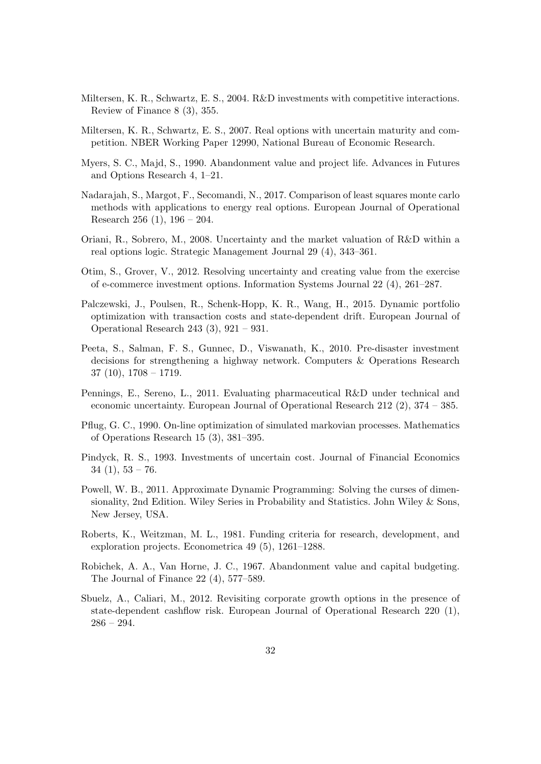Miltersen, K. R., Schwartz, E. S., 2004. R&D investments with competitive interactions. Review of Finance 8 (3), 355.

Miltersen, K. R., Schwartz, E. S., 2007. Real options with uncertain maturity and competition. NBER Working Paper 12990, National Bureau of Economic Research.

Myers, S. C., Majd, S., 1990. Abandonment value and project life. Advances in Futures and Options Research 4, 1–21.

Nadarajah, S., Margot, F., Secomandi, N., 2017. Comparison of least squares monte carlo methods with applications to energy real options. European Journal of Operational Research 256 (1), 196 – 204.

Oriani, R., Sobrero, M., 2008. Uncertainty and the market valuation of R&D within a real options logic. Strategic Management Journal 29 (4), 343–361.

Otim, S., Grover, V., 2012. Resolving uncertainty and creating value from the exercise of e-commerce investment options. Information Systems Journal 22 (4), 261–287.

Palczewski, J., Poulsen, R., Schenk-Hopp, K. R., Wang, H., 2015. Dynamic portfolio optimization with transaction costs and state-dependent drift. European Journal of Operational Research 243 (3), 921 – 931.

Peeta, S., Salman, F. S., Gunnec, D., Viswanath, K., 2010. Pre-disaster investment decisions for strengthening a highway network. Computers & Operations Research 37 (10), 1708 – 1719.

Pennings, E., Sereno, L., 2011. Evaluating pharmaceutical R&D under technical and economic uncertainty. European Journal of Operational Research 212 (2), 374 – 385.

Pflug, G. C., 1990. On-line optimization of simulated markovian processes. Mathematics of Operations Research 15 (3), 381–395.

Pindyck, R. S., 1993. Investments of uncertain cost. Journal of Financial Economics 34 (1), 53 – 76.

Powell, W. B., 2011. Approximate Dynamic Programming: Solving the curses of dimensionality, 2nd Edition. Wiley Series in Probability and Statistics. John Wiley & Sons, New Jersey, USA.

Roberts, K., Weitzman, M. L., 1981. Funding criteria for research, development, and exploration projects. Econometrica 49 (5), 1261–1288.

Robichek, A. A., Van Horne, J. C., 1967. Abandonment value and capital budgeting. The Journal of Finance 22 (4), 577–589.

Sbuelz, A., Caliari, M., 2012. Revisiting corporate growth options in the presence of state-dependent cashflow risk. European Journal of Operational Research 220 (1), 286 – 294.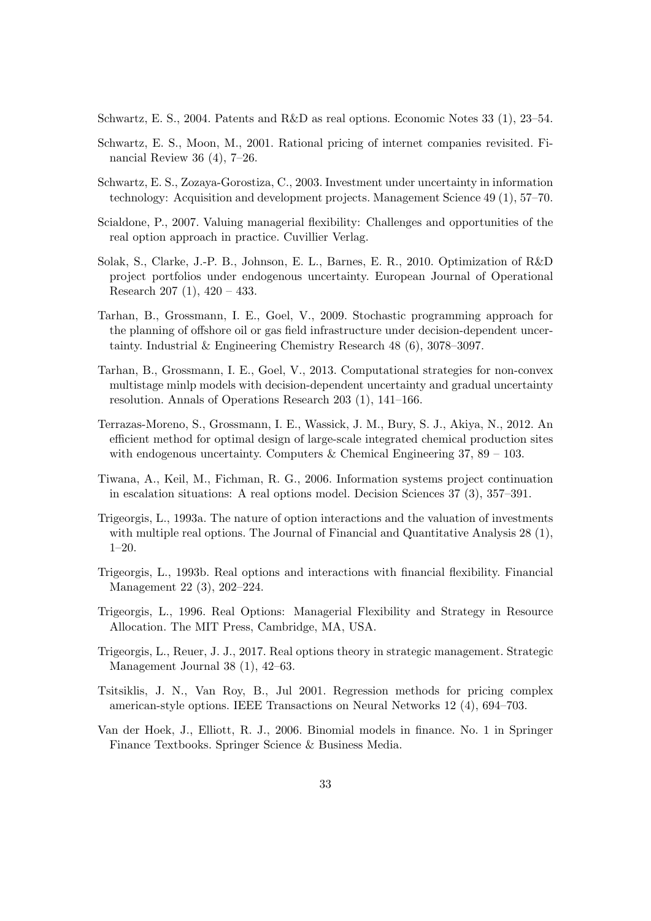Schwartz, E. S., 2004. Patents and R&D as real options. Economic Notes 33 (1), 23–54.

Schwartz, E. S., Moon, M., 2001. Rational pricing of internet companies revisited. Financial Review 36 (4), 7–26.

Schwartz, E. S., Zozaya-Gorostiza, C., 2003. Investment under uncertainty in information technology: Acquisition and development projects. Management Science 49 (1), 57–70.

Scialdone, P., 2007. Valuing managerial flexibility: Challenges and opportunities of the real option approach in practice. Cuvillier Verlag.

Solak, S., Clarke, J.-P. B., Johnson, E. L., Barnes, E. R., 2010. Optimization of R&D project portfolios under endogenous uncertainty. European Journal of Operational Research 207 (1), 420 – 433.

Tarhan, B., Grossmann, I. E., Goel, V., 2009. Stochastic programming approach for the planning of offshore oil or gas field infrastructure under decision-dependent uncertainty. Industrial & Engineering Chemistry Research 48 (6), 3078–3097.

Tarhan, B., Grossmann, I. E., Goel, V., 2013. Computational strategies for non-convex multistage minlp models with decision-dependent uncertainty and gradual uncertainty resolution. Annals of Operations Research 203 (1), 141–166.

Terrazas-Moreno, S., Grossmann, I. E., Wassick, J. M., Bury, S. J., Akiya, N., 2012. An efficient method for optimal design of large-scale integrated chemical production sites with endogenous uncertainty. Computers & Chemical Engineering 37, 89 – 103.

Tiwana, A., Keil, M., Fichman, R. G., 2006. Information systems project continuation in escalation situations: A real options model. Decision Sciences 37 (3), 357–391.

Trigeorgis, L., 1993a. The nature of option interactions and the valuation of investments with multiple real options. The Journal of Financial and Quantitative Analysis 28 (1), 1–20.

Trigeorgis, L., 1993b. Real options and interactions with financial flexibility. Financial Management 22 (3), 202–224.

Trigeorgis, L., 1996. Real Options: Managerial Flexibility and Strategy in Resource Allocation. The MIT Press, Cambridge, MA, USA.

Trigeorgis, L., Reuer, J. J., 2017. Real options theory in strategic management. Strategic Management Journal 38 (1), 42–63.

Tsitsiklis, J. N., Van Roy, B., Jul 2001. Regression methods for pricing complex american-style options. IEEE Transactions on Neural Networks 12 (4), 694–703.

Van der Hoek, J., Elliott, R. J., 2006. Binomial models in finance. No. 1 in Springer Finance Textbooks. Springer Science & Business Media.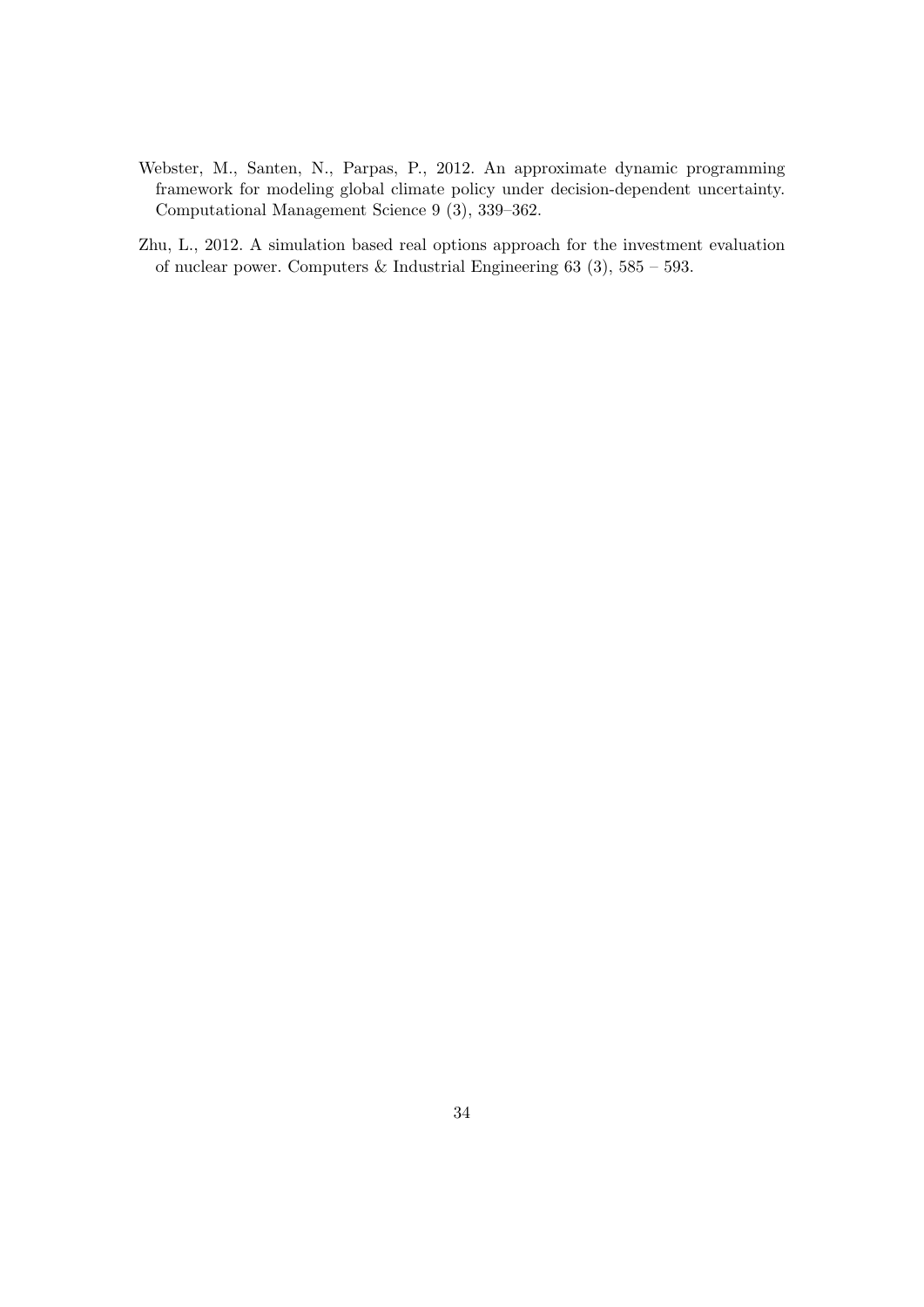Webster, M., Santen, N., Parpas, P., 2012. An approximate dynamic programming framework for modeling global climate policy under decision-dependent uncertainty. Computational Management Science 9 (3), 339–362.

Zhu, L., 2012. A simulation based real options approach for the investment evaluation of nuclear power. Computers & Industrial Engineering 63 (3), 585 – 593.